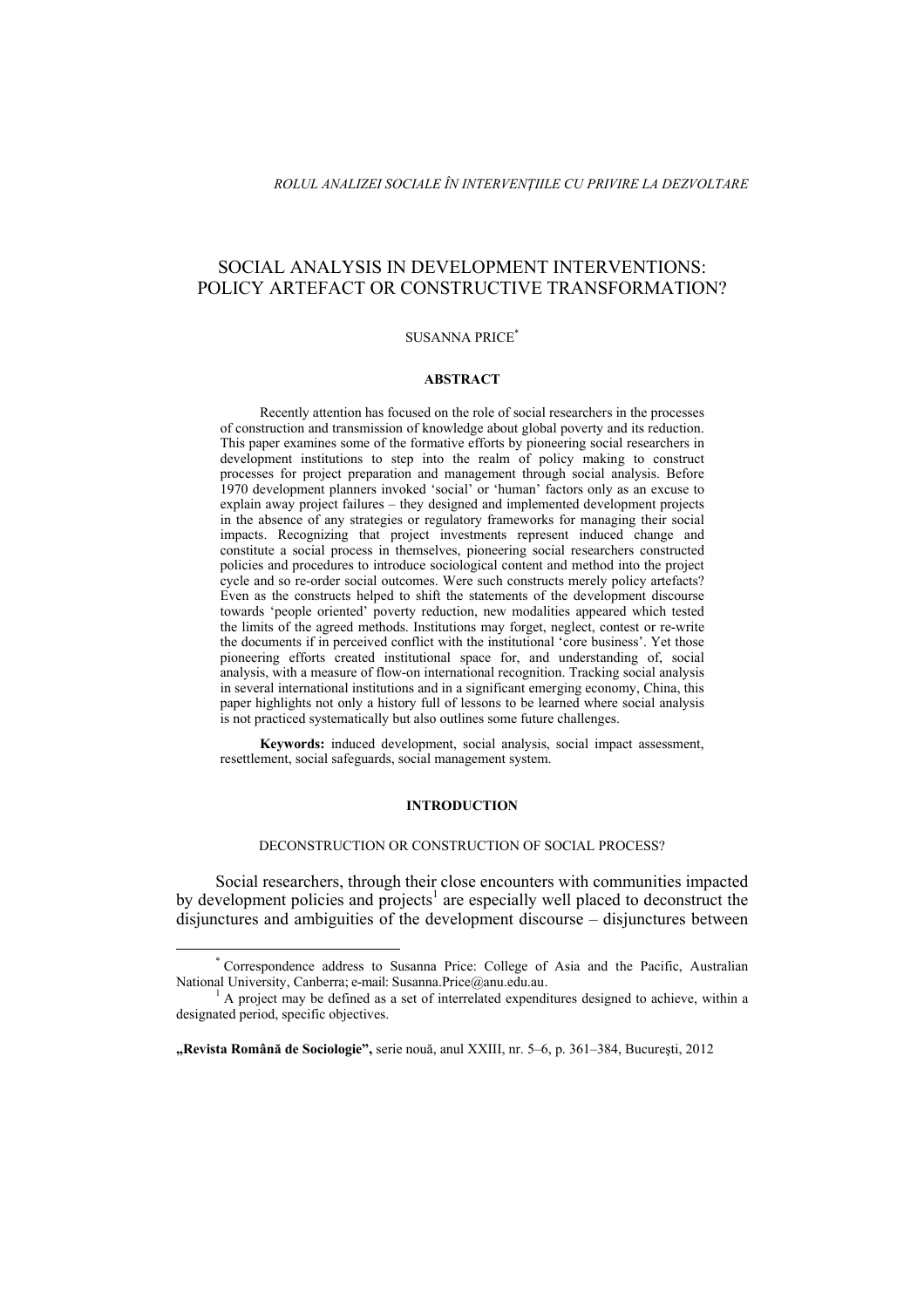*ROLUL ANALIZEI SOCIALE ÎN INTERVENȚIILE CU PRIVIRE LA DEZVOLTARE*

# SOCIAL ANALYSIS IN DEVELOPMENT INTERVENTIONS: POLICY ARTEFACT OR CONSTRUCTIVE TRANSFORMATION?

SUSANNA PRICE*

**ABSTRACT**

Recently attention has focused on the role of social researchers in the processes of construction and transmission of knowledge about global poverty and its reduction. This paper examines some of the formative efforts by pioneering social researchers in development institutions to step into the realm of policy making to construct processes for project preparation and management through social analysis. Before 1970 development planners invoked 'social' or 'human' factors only as an excuse to explain away project failures – they designed and implemented development projects in the absence of any strategies or regulatory frameworks for managing their social impacts. Recognizing that project investments represent induced change and constitute a social process in themselves, pioneering social researchers constructed policies and procedures to introduce sociological content and method into the project cycle and so re-order social outcomes. Were such constructs merely policy artefacts? Even as the constructs helped to shift the statements of the development discourse towards 'people oriented' poverty reduction, new modalities appeared which tested the limits of the agreed methods. Institutions may forget, neglect, contest or re-write the documents if in perceived conflict with the institutional 'core business'. Yet those pioneering efforts created institutional space for, and understanding of, social analysis, with a measure of flow-on international recognition. Tracking social analysis in several international institutions and in a significant emerging economy, China, this paper highlights not only a history full of lessons to be learned where social analysis is not practiced systematically but also outlines some future challenges.

**Keywords:** induced development, social analysis, social impact assessment, resettlement, social safeguards, social management system.

## INTRODUCTION

### DECONSTRUCTION OR CONSTRUCTION OF SOCIAL PROCESS?

Social researchers, through their close encounters with communities impacted by development policies and projects[1] are especially well placed to deconstruct the disjunctures and ambiguities of the development discourse – disjunctures between

---

* Correspondence address to Susanna Price: College of Asia and the Pacific, Australian National University, Canberra; e-mail: Susanna.Price@anu.edu.au.

[1] A project may be defined as a set of interrelated expenditures designed to achieve, within a designated period, specific objectives.

**„Revista Română de Sociologie",** serie nouă, anul XXIII, nr. 5–6, p. 361–384, București, 2012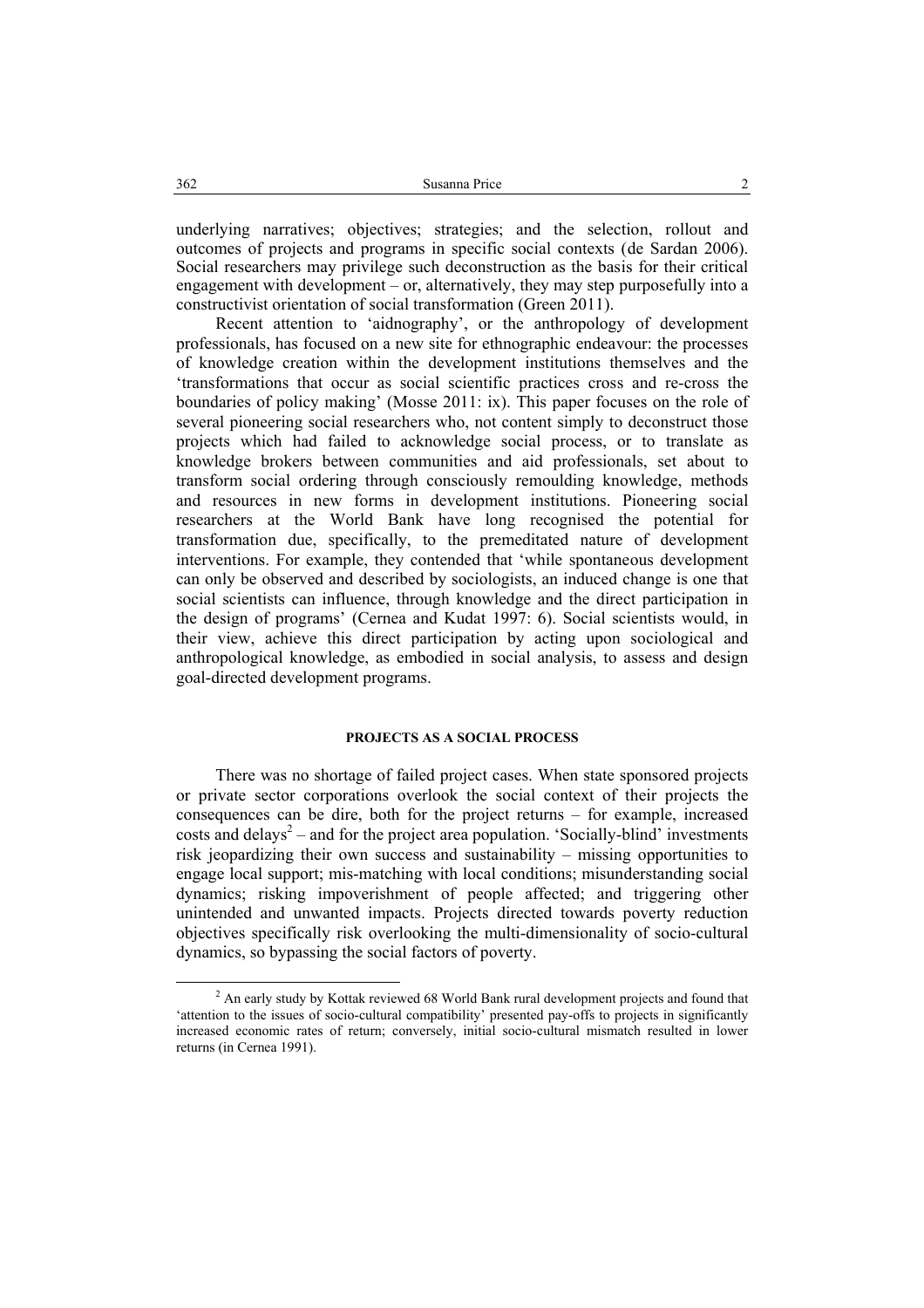underlying narratives; objectives; strategies; and the selection, rollout and outcomes of projects and programs in specific social contexts (de Sardan 2006). Social researchers may privilege such deconstruction as the basis for their critical engagement with development – or, alternatively, they may step purposefully into a constructivist orientation of social transformation (Green 2011).

Recent attention to 'aidnography', or the anthropology of development professionals, has focused on a new site for ethnographic endeavour: the processes of knowledge creation within the development institutions themselves and the 'transformations that occur as social scientific practices cross and re-cross the boundaries of policy making' (Mosse 2011: ix). This paper focuses on the role of several pioneering social researchers who, not content simply to deconstruct those projects which had failed to acknowledge social process, or to translate as knowledge brokers between communities and aid professionals, set about to transform social ordering through consciously remoulding knowledge, methods and resources in new forms in development institutions. Pioneering social researchers at the World Bank have long recognised the potential for transformation due, specifically, to the premeditated nature of development interventions. For example, they contended that 'while spontaneous development can only be observed and described by sociologists, an induced change is one that social scientists can influence, through knowledge and the direct participation in the design of programs' (Cernea and Kudat 1997: 6). Social scientists would, in their view, achieve this direct participation by acting upon sociological and anthropological knowledge, as embodied in social analysis, to assess and design goal-directed development programs.

## PROJECTS AS A SOCIAL PROCESS

There was no shortage of failed project cases. When state sponsored projects or private sector corporations overlook the social context of their projects the consequences can be dire, both for the project returns – for example, increased costs and delays[2] – and for the project area population. 'Socially-blind' investments risk jeopardizing their own success and sustainability – missing opportunities to engage local support; mis-matching with local conditions; misunderstanding social dynamics; risking impoverishment of people affected; and triggering other unintended and unwanted impacts. Projects directed towards poverty reduction objectives specifically risk overlooking the multi-dimensionality of socio-cultural dynamics, so bypassing the social factors of poverty.

[2] An early study by Kottak reviewed 68 World Bank rural development projects and found that 'attention to the issues of socio-cultural compatibility' presented pay-offs to projects in significantly increased economic rates of return; conversely, initial socio-cultural mismatch resulted in lower returns (in Cernea 1991).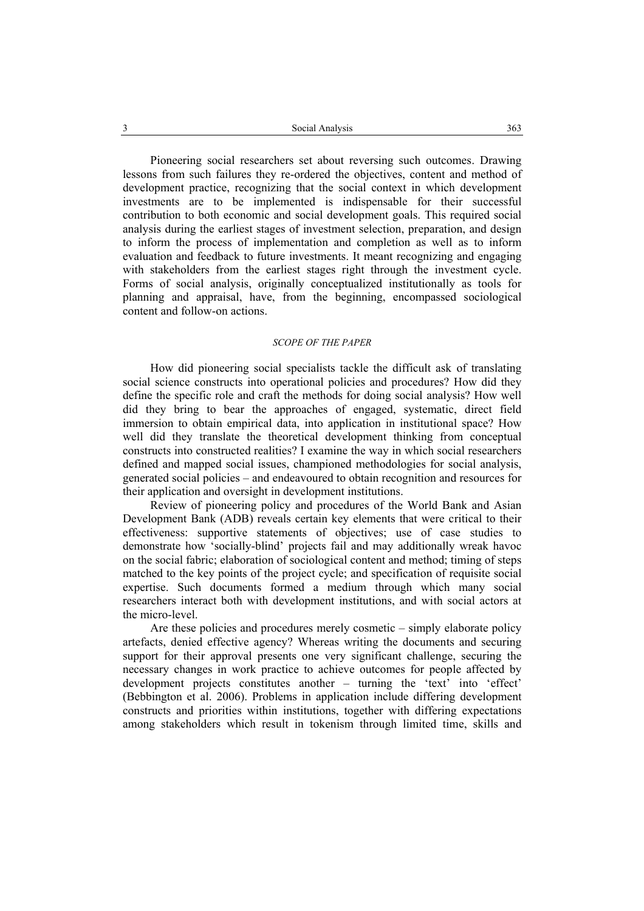Pioneering social researchers set about reversing such outcomes. Drawing lessons from such failures they re-ordered the objectives, content and method of development practice, recognizing that the social context in which development investments are to be implemented is indispensable for their successful contribution to both economic and social development goals. This required social analysis during the earliest stages of investment selection, preparation, and design to inform the process of implementation and completion as well as to inform evaluation and feedback to future investments. It meant recognizing and engaging with stakeholders from the earliest stages right through the investment cycle. Forms of social analysis, originally conceptualized institutionally as tools for planning and appraisal, have, from the beginning, encompassed sociological content and follow-on actions.

## *SCOPE OF THE PAPER*

How did pioneering social specialists tackle the difficult ask of translating social science constructs into operational policies and procedures? How did they define the specific role and craft the methods for doing social analysis? How well did they bring to bear the approaches of engaged, systematic, direct field immersion to obtain empirical data, into application in institutional space? How well did they translate the theoretical development thinking from conceptual constructs into constructed realities? I examine the way in which social researchers defined and mapped social issues, championed methodologies for social analysis, generated social policies – and endeavoured to obtain recognition and resources for their application and oversight in development institutions.

Review of pioneering policy and procedures of the World Bank and Asian Development Bank (ADB) reveals certain key elements that were critical to their effectiveness: supportive statements of objectives; use of case studies to demonstrate how 'socially-blind' projects fail and may additionally wreak havoc on the social fabric; elaboration of sociological content and method; timing of steps matched to the key points of the project cycle; and specification of requisite social expertise. Such documents formed a medium through which many social researchers interact both with development institutions, and with social actors at the micro-level.

Are these policies and procedures merely cosmetic – simply elaborate policy artefacts, denied effective agency? Whereas writing the documents and securing support for their approval presents one very significant challenge, securing the necessary changes in work practice to achieve outcomes for people affected by development projects constitutes another – turning the 'text' into 'effect' (Bebbington et al. 2006). Problems in application include differing development constructs and priorities within institutions, together with differing expectations among stakeholders which result in tokenism through limited time, skills and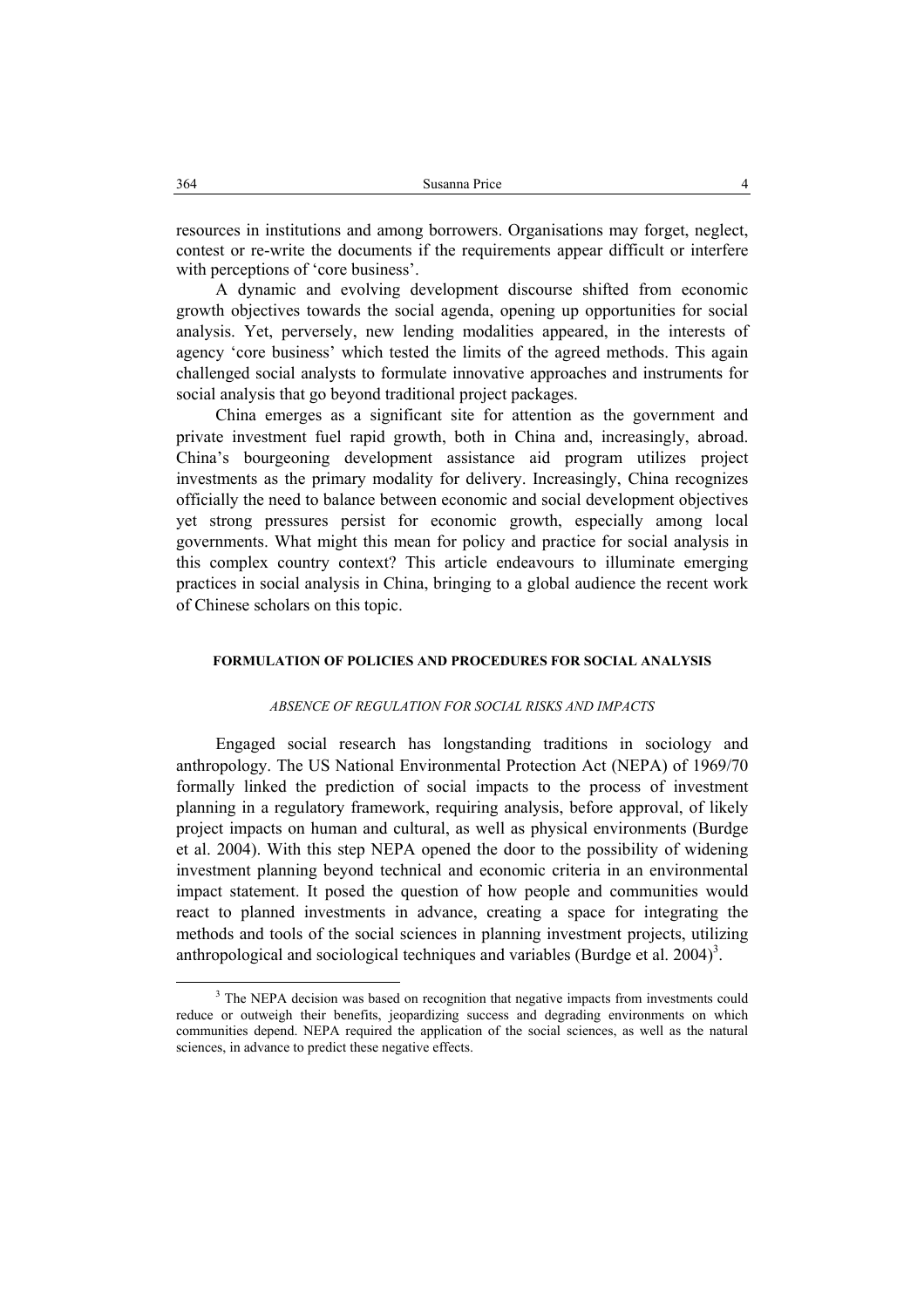resources in institutions and among borrowers. Organisations may forget, neglect, contest or re-write the documents if the requirements appear difficult or interfere with perceptions of 'core business'.

A dynamic and evolving development discourse shifted from economic growth objectives towards the social agenda, opening up opportunities for social analysis. Yet, perversely, new lending modalities appeared, in the interests of agency 'core business' which tested the limits of the agreed methods. This again challenged social analysts to formulate innovative approaches and instruments for social analysis that go beyond traditional project packages.

China emerges as a significant site for attention as the government and private investment fuel rapid growth, both in China and, increasingly, abroad. China's bourgeoning development assistance aid program utilizes project investments as the primary modality for delivery. Increasingly, China recognizes officially the need to balance between economic and social development objectives yet strong pressures persist for economic growth, especially among local governments. What might this mean for policy and practice for social analysis in this complex country context? This article endeavours to illuminate emerging practices in social analysis in China, bringing to a global audience the recent work of Chinese scholars on this topic.

## FORMULATION OF POLICIES AND PROCEDURES FOR SOCIAL ANALYSIS

### *ABSENCE OF REGULATION FOR SOCIAL RISKS AND IMPACTS*

Engaged social research has longstanding traditions in sociology and anthropology. The US National Environmental Protection Act (NEPA) of 1969/70 formally linked the prediction of social impacts to the process of investment planning in a regulatory framework, requiring analysis, before approval, of likely project impacts on human and cultural, as well as physical environments (Burdge et al. 2004). With this step NEPA opened the door to the possibility of widening investment planning beyond technical and economic criteria in an environmental impact statement. It posed the question of how people and communities would react to planned investments in advance, creating a space for integrating the methods and tools of the social sciences in planning investment projects, utilizing anthropological and sociological techniques and variables (Burdge et al. 2004)[3].

[3] The NEPA decision was based on recognition that negative impacts from investments could reduce or outweigh their benefits, jeopardizing success and degrading environments on which communities depend. NEPA required the application of the social sciences, as well as the natural sciences, in advance to predict these negative effects.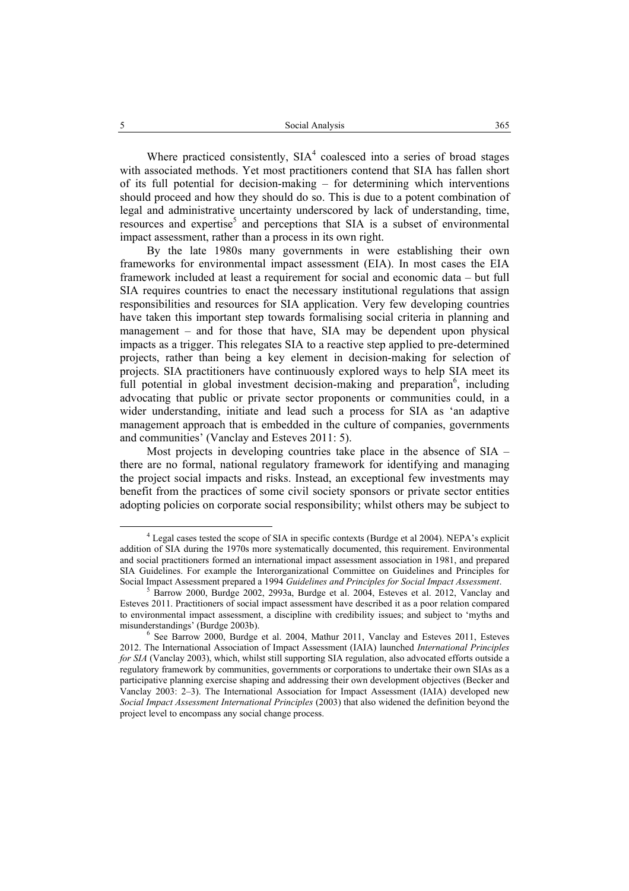Where practiced consistently, SIA[4] coalesced into a series of broad stages with associated methods. Yet most practitioners contend that SIA has fallen short of its full potential for decision-making – for determining which interventions should proceed and how they should do so. This is due to a potent combination of legal and administrative uncertainty underscored by lack of understanding, time, resources and expertise[5] and perceptions that SIA is a subset of environmental impact assessment, rather than a process in its own right.

By the late 1980s many governments in were establishing their own frameworks for environmental impact assessment (EIA). In most cases the EIA framework included at least a requirement for social and economic data – but full SIA requires countries to enact the necessary institutional regulations that assign responsibilities and resources for SIA application. Very few developing countries have taken this important step towards formalising social criteria in planning and management – and for those that have, SIA may be dependent upon physical impacts as a trigger. This relegates SIA to a reactive step applied to pre-determined projects, rather than being a key element in decision-making for selection of projects. SIA practitioners have continuously explored ways to help SIA meet its full potential in global investment decision-making and preparation[6], including advocating that public or private sector proponents or communities could, in a wider understanding, initiate and lead such a process for SIA as 'an adaptive management approach that is embedded in the culture of companies, governments and communities' (Vanclay and Esteves 2011: 5).

Most projects in developing countries take place in the absence of SIA – there are no formal, national regulatory framework for identifying and managing the project social impacts and risks. Instead, an exceptional few investments may benefit from the practices of some civil society sponsors or private sector entities adopting policies on corporate social responsibility; whilst others may be subject to

---

[4] Legal cases tested the scope of SIA in specific contexts (Burdge et al 2004). NEPA's explicit addition of SIA during the 1970s more systematically documented, this requirement. Environmental and social practitioners formed an international impact assessment association in 1981, and prepared SIA Guidelines. For example the Interorganizational Committee on Guidelines and Principles for Social Impact Assessment prepared a 1994 *Guidelines and Principles for Social Impact Assessment*.

[5] Barrow 2000, Burdge 2002, 2993a, Burdge et al. 2004, Esteves et al. 2012, Vanclay and Esteves 2011. Practitioners of social impact assessment have described it as a poor relation compared to environmental impact assessment, a discipline with credibility issues; and subject to 'myths and misunderstandings' (Burdge 2003b).

[6] See Barrow 2000, Burdge et al. 2004, Mathur 2011, Vanclay and Esteves 2011, Esteves 2012. The International Association of Impact Assessment (IAIA) launched *International Principles for SIA* (Vanclay 2003), which, whilst still supporting SIA regulation, also advocated efforts outside a regulatory framework by communities, governments or corporations to undertake their own SIAs as a participative planning exercise shaping and addressing their own development objectives (Becker and Vanclay 2003: 2–3). The International Association for Impact Assessment (IAIA) developed new *Social Impact Assessment International Principles* (2003) that also widened the definition beyond the project level to encompass any social change process.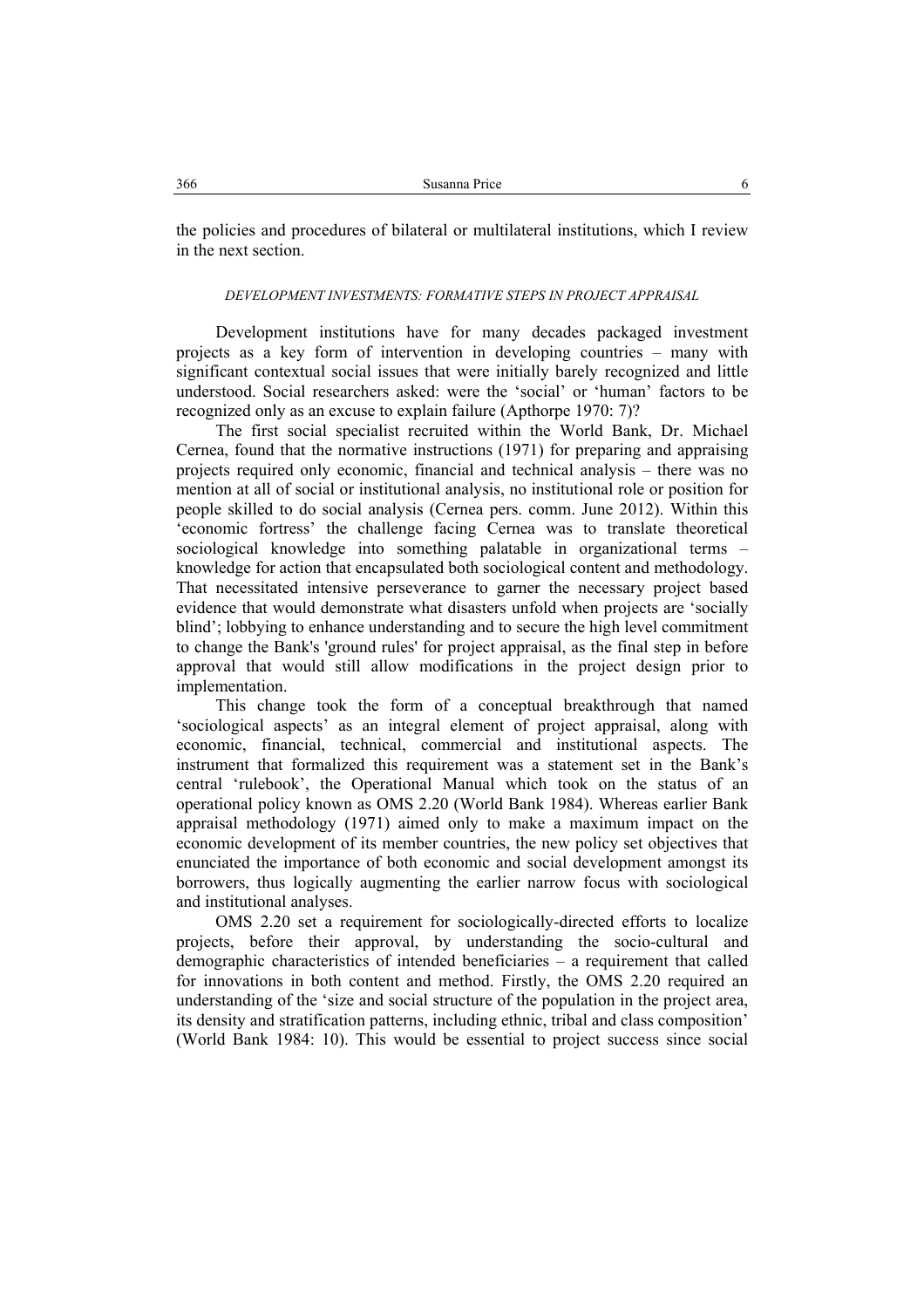the policies and procedures of bilateral or multilateral institutions, which I review in the next section.

### *DEVELOPMENT INVESTMENTS: FORMATIVE STEPS IN PROJECT APPRAISAL*

Development institutions have for many decades packaged investment projects as a key form of intervention in developing countries – many with significant contextual social issues that were initially barely recognized and little understood. Social researchers asked: were the 'social' or 'human' factors to be recognized only as an excuse to explain failure (Apthorpe 1970: 7)?

The first social specialist recruited within the World Bank, Dr. Michael Cernea, found that the normative instructions (1971) for preparing and appraising projects required only economic, financial and technical analysis – there was no mention at all of social or institutional analysis, no institutional role or position for people skilled to do social analysis (Cernea pers. comm. June 2012). Within this 'economic fortress' the challenge facing Cernea was to translate theoretical sociological knowledge into something palatable in organizational terms – knowledge for action that encapsulated both sociological content and methodology. That necessitated intensive perseverance to garner the necessary project based evidence that would demonstrate what disasters unfold when projects are 'socially blind'; lobbying to enhance understanding and to secure the high level commitment to change the Bank's 'ground rules' for project appraisal, as the final step in before approval that would still allow modifications in the project design prior to implementation.

This change took the form of a conceptual breakthrough that named 'sociological aspects' as an integral element of project appraisal, along with economic, financial, technical, commercial and institutional aspects. The instrument that formalized this requirement was a statement set in the Bank's central 'rulebook', the Operational Manual which took on the status of an operational policy known as OMS 2.20 (World Bank 1984). Whereas earlier Bank appraisal methodology (1971) aimed only to make a maximum impact on the economic development of its member countries, the new policy set objectives that enunciated the importance of both economic and social development amongst its borrowers, thus logically augmenting the earlier narrow focus with sociological and institutional analyses.

OMS 2.20 set a requirement for sociologically-directed efforts to localize projects, before their approval, by understanding the socio-cultural and demographic characteristics of intended beneficiaries – a requirement that called for innovations in both content and method. Firstly, the OMS 2.20 required an understanding of the 'size and social structure of the population in the project area, its density and stratification patterns, including ethnic, tribal and class composition' (World Bank 1984: 10). This would be essential to project success since social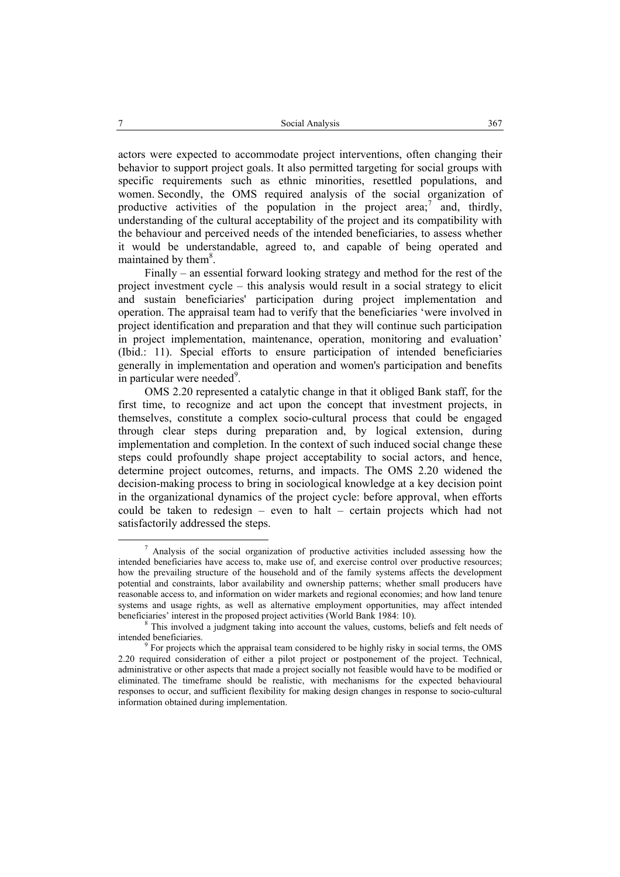actors were expected to accommodate project interventions, often changing their behavior to support project goals. It also permitted targeting for social groups with specific requirements such as ethnic minorities, resettled populations, and women. Secondly, the OMS required analysis of the social organization of productive activities of the population in the project area;[7] and, thirdly, understanding of the cultural acceptability of the project and its compatibility with the behaviour and perceived needs of the intended beneficiaries, to assess whether it would be understandable, agreed to, and capable of being operated and maintained by them[8].

Finally – an essential forward looking strategy and method for the rest of the project investment cycle – this analysis would result in a social strategy to elicit and sustain beneficiaries' participation during project implementation and operation. The appraisal team had to verify that the beneficiaries 'were involved in project identification and preparation and that they will continue such participation in project implementation, maintenance, operation, monitoring and evaluation' (Ibid.: 11). Special efforts to ensure participation of intended beneficiaries generally in implementation and operation and women's participation and benefits in particular were needed[9].

OMS 2.20 represented a catalytic change in that it obliged Bank staff, for the first time, to recognize and act upon the concept that investment projects, in themselves, constitute a complex socio-cultural process that could be engaged through clear steps during preparation and, by logical extension, during implementation and completion. In the context of such induced social change these steps could profoundly shape project acceptability to social actors, and hence, determine project outcomes, returns, and impacts. The OMS 2.20 widened the decision-making process to bring in sociological knowledge at a key decision point in the organizational dynamics of the project cycle: before approval, when efforts could be taken to redesign – even to halt – certain projects which had not satisfactorily addressed the steps.

---

[7] Analysis of the social organization of productive activities included assessing how the intended beneficiaries have access to, make use of, and exercise control over productive resources; how the prevailing structure of the household and of the family systems affects the development potential and constraints, labor availability and ownership patterns; whether small producers have reasonable access to, and information on wider markets and regional economies; and how land tenure systems and usage rights, as well as alternative employment opportunities, may affect intended beneficiaries' interest in the proposed project activities (World Bank 1984: 10).

[8] This involved a judgment taking into account the values, customs, beliefs and felt needs of intended beneficiaries.

[9] For projects which the appraisal team considered to be highly risky in social terms, the OMS 2.20 required consideration of either a pilot project or postponement of the project. Technical, administrative or other aspects that made a project socially not feasible would have to be modified or eliminated. The timeframe should be realistic, with mechanisms for the expected behavioural responses to occur, and sufficient flexibility for making design changes in response to socio-cultural information obtained during implementation.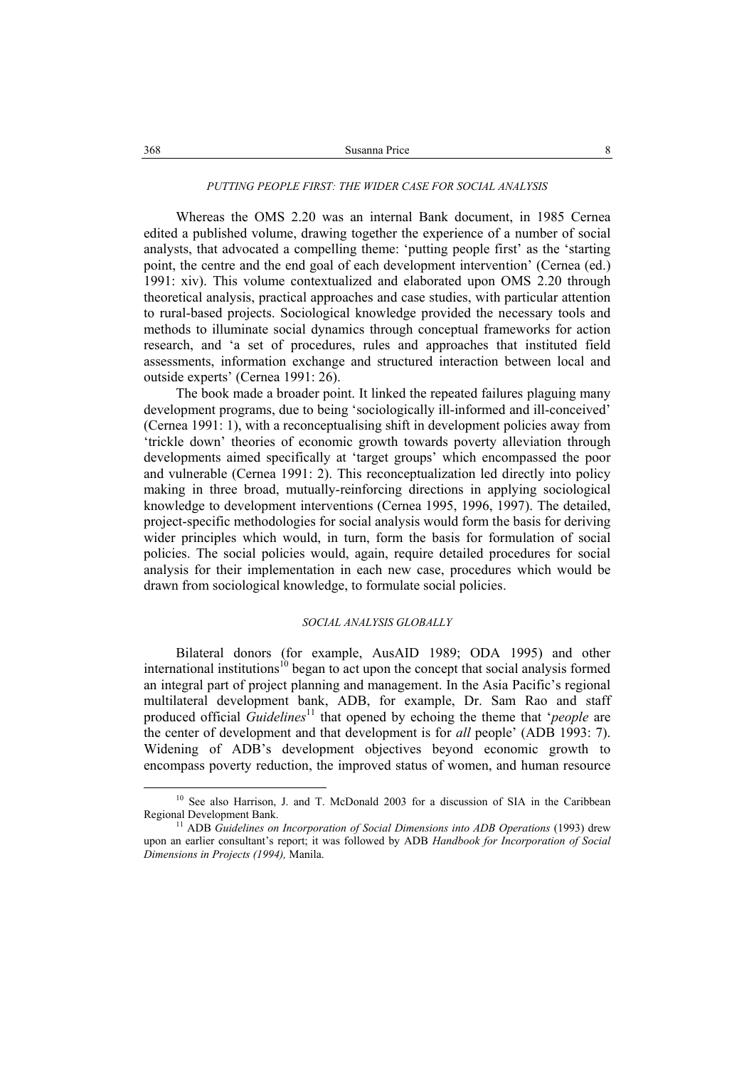## *PUTTING PEOPLE FIRST: THE WIDER CASE FOR SOCIAL ANALYSIS*

Whereas the OMS 2.20 was an internal Bank document, in 1985 Cernea edited a published volume, drawing together the experience of a number of social analysts, that advocated a compelling theme: 'putting people first' as the 'starting point, the centre and the end goal of each development intervention' (Cernea (ed.) 1991: xiv). This volume contextualized and elaborated upon OMS 2.20 through theoretical analysis, practical approaches and case studies, with particular attention to rural-based projects. Sociological knowledge provided the necessary tools and methods to illuminate social dynamics through conceptual frameworks for action research, and 'a set of procedures, rules and approaches that instituted field assessments, information exchange and structured interaction between local and outside experts' (Cernea 1991: 26).

The book made a broader point. It linked the repeated failures plaguing many development programs, due to being 'sociologically ill-informed and ill-conceived' (Cernea 1991: 1), with a reconceptualising shift in development policies away from 'trickle down' theories of economic growth towards poverty alleviation through developments aimed specifically at 'target groups' which encompassed the poor and vulnerable (Cernea 1991: 2). This reconceptualization led directly into policy making in three broad, mutually-reinforcing directions in applying sociological knowledge to development interventions (Cernea 1995, 1996, 1997). The detailed, project-specific methodologies for social analysis would form the basis for deriving wider principles which would, in turn, form the basis for formulation of social policies. The social policies would, again, require detailed procedures for social analysis for their implementation in each new case, procedures which would be drawn from sociological knowledge, to formulate social policies.

## *SOCIAL ANALYSIS GLOBALLY*

Bilateral donors (for example, AusAID 1989; ODA 1995) and other international institutions[10] began to act upon the concept that social analysis formed an integral part of project planning and management. In the Asia Pacific's regional multilateral development bank, ADB, for example, Dr. Sam Rao and staff produced official *Guidelines*[11] that opened by echoing the theme that '*people* are the center of development and that development is for *all* people' (ADB 1993: 7). Widening of ADB's development objectives beyond economic growth to encompass poverty reduction, the improved status of women, and human resource

---

[10] See also Harrison, J. and T. McDonald 2003 for a discussion of SIA in the Caribbean Regional Development Bank.

[11] ADB *Guidelines on Incorporation of Social Dimensions into ADB Operations* (1993) drew upon an earlier consultant's report; it was followed by ADB *Handbook for Incorporation of Social Dimensions in Projects (1994),* Manila.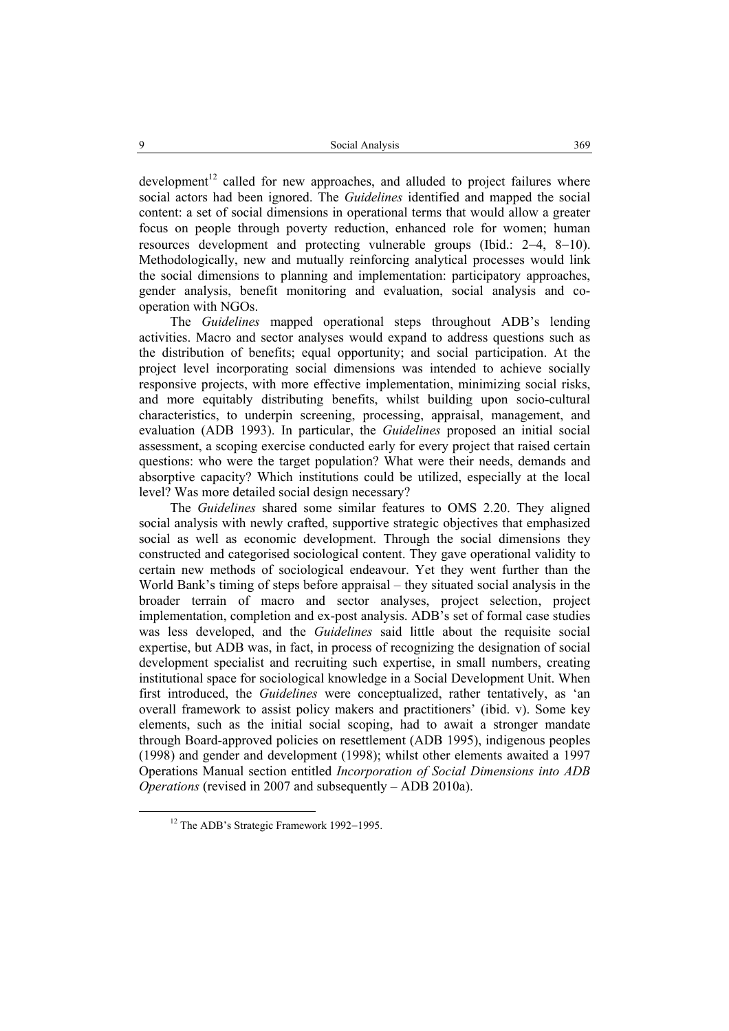development[12] called for new approaches, and alluded to project failures where social actors had been ignored. The *Guidelines* identified and mapped the social content: a set of social dimensions in operational terms that would allow a greater focus on people through poverty reduction, enhanced role for women; human resources development and protecting vulnerable groups (Ibid.: 2–4, 8–10). Methodologically, new and mutually reinforcing analytical processes would link the social dimensions to planning and implementation: participatory approaches, gender analysis, benefit monitoring and evaluation, social analysis and co-operation with NGOs.

The *Guidelines* mapped operational steps throughout ADB's lending activities. Macro and sector analyses would expand to address questions such as the distribution of benefits; equal opportunity; and social participation. At the project level incorporating social dimensions was intended to achieve socially responsive projects, with more effective implementation, minimizing social risks, and more equitably distributing benefits, whilst building upon socio-cultural characteristics, to underpin screening, processing, appraisal, management, and evaluation (ADB 1993). In particular, the *Guidelines* proposed an initial social assessment, a scoping exercise conducted early for every project that raised certain questions: who were the target population? What were their needs, demands and absorptive capacity? Which institutions could be utilized, especially at the local level? Was more detailed social design necessary?

The *Guidelines* shared some similar features to OMS 2.20. They aligned social analysis with newly crafted, supportive strategic objectives that emphasized social as well as economic development. Through the social dimensions they constructed and categorised sociological content. They gave operational validity to certain new methods of sociological endeavour. Yet they went further than the World Bank's timing of steps before appraisal – they situated social analysis in the broader terrain of macro and sector analyses, project selection, project implementation, completion and ex-post analysis. ADB's set of formal case studies was less developed, and the *Guidelines* said little about the requisite social expertise, but ADB was, in fact, in process of recognizing the designation of social development specialist and recruiting such expertise, in small numbers, creating institutional space for sociological knowledge in a Social Development Unit. When first introduced, the *Guidelines* were conceptualized, rather tentatively, as 'an overall framework to assist policy makers and practitioners' (ibid. v). Some key elements, such as the initial social scoping, had to await a stronger mandate through Board-approved policies on resettlement (ADB 1995), indigenous peoples (1998) and gender and development (1998); whilst other elements awaited a 1997 Operations Manual section entitled *Incorporation of Social Dimensions into ADB Operations* (revised in 2007 and subsequently – ADB 2010a).

[12] The ADB's Strategic Framework 1992–1995.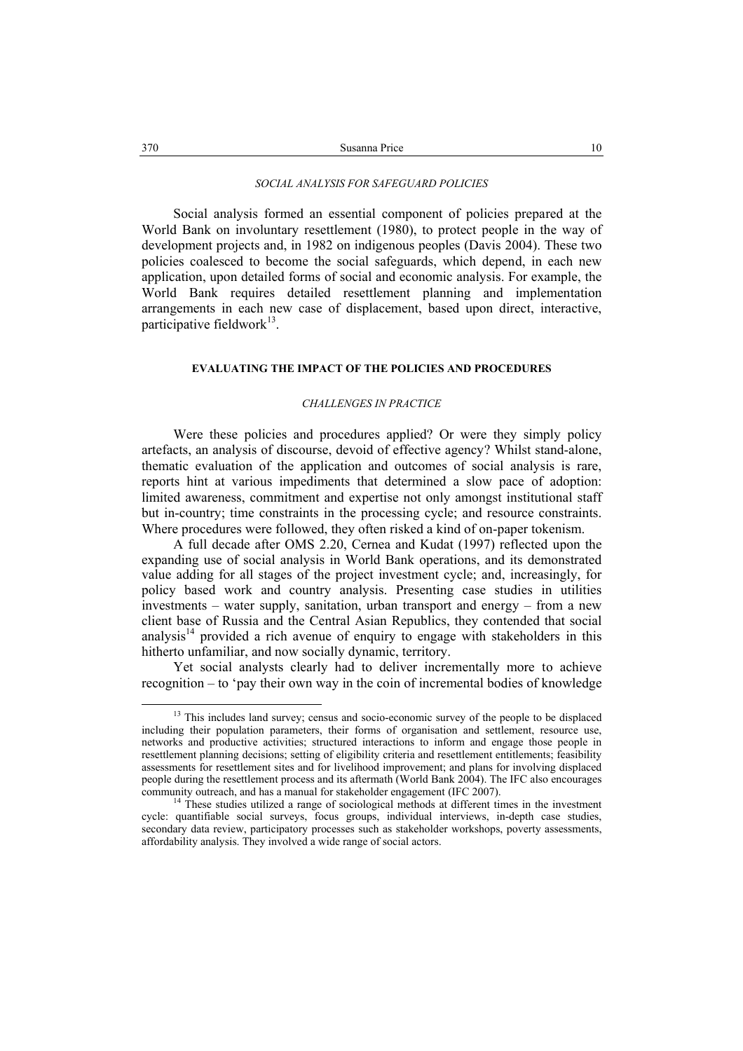*SOCIAL ANALYSIS FOR SAFEGUARD POLICIES*

Social analysis formed an essential component of policies prepared at the World Bank on involuntary resettlement (1980), to protect people in the way of development projects and, in 1982 on indigenous peoples (Davis 2004). These two policies coalesced to become the social safeguards, which depend, in each new application, upon detailed forms of social and economic analysis. For example, the World Bank requires detailed resettlement planning and implementation arrangements in each new case of displacement, based upon direct, interactive, participative fieldwork[13].

## EVALUATING THE IMPACT OF THE POLICIES AND PROCEDURES

*CHALLENGES IN PRACTICE*

Were these policies and procedures applied? Or were they simply policy artefacts, an analysis of discourse, devoid of effective agency? Whilst stand-alone, thematic evaluation of the application and outcomes of social analysis is rare, reports hint at various impediments that determined a slow pace of adoption: limited awareness, commitment and expertise not only amongst institutional staff but in-country; time constraints in the processing cycle; and resource constraints. Where procedures were followed, they often risked a kind of on-paper tokenism.

A full decade after OMS 2.20, Cernea and Kudat (1997) reflected upon the expanding use of social analysis in World Bank operations, and its demonstrated value adding for all stages of the project investment cycle; and, increasingly, for policy based work and country analysis. Presenting case studies in utilities investments – water supply, sanitation, urban transport and energy – from a new client base of Russia and the Central Asian Republics, they contended that social analysis[14] provided a rich avenue of enquiry to engage with stakeholders in this hitherto unfamiliar, and now socially dynamic, territory.

Yet social analysts clearly had to deliver incrementally more to achieve recognition – to 'pay their own way in the coin of incremental bodies of knowledge

---

[13] This includes land survey; census and socio-economic survey of the people to be displaced including their population parameters, their forms of organisation and settlement, resource use, networks and productive activities; structured interactions to inform and engage those people in resettlement planning decisions; setting of eligibility criteria and resettlement entitlements; feasibility assessments for resettlement sites and for livelihood improvement; and plans for involving displaced people during the resettlement process and its aftermath (World Bank 2004). The IFC also encourages community outreach, and has a manual for stakeholder engagement (IFC 2007).

[14] These studies utilized a range of sociological methods at different times in the investment cycle: quantifiable social surveys, focus groups, individual interviews, in-depth case studies, secondary data review, participatory processes such as stakeholder workshops, poverty assessments, affordability analysis. They involved a wide range of social actors.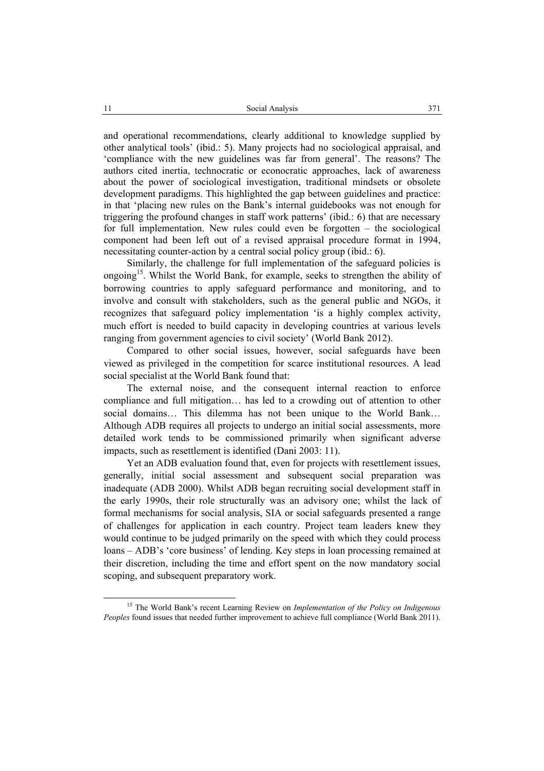and operational recommendations, clearly additional to knowledge supplied by other analytical tools' (ibid.: 5). Many projects had no sociological appraisal, and 'compliance with the new guidelines was far from general'. The reasons? The authors cited inertia, technocratic or econocratic approaches, lack of awareness about the power of sociological investigation, traditional mindsets or obsolete development paradigms. This highlighted the gap between guidelines and practice: in that 'placing new rules on the Bank's internal guidebooks was not enough for triggering the profound changes in staff work patterns' (ibid.: 6) that are necessary for full implementation. New rules could even be forgotten – the sociological component had been left out of a revised appraisal procedure format in 1994, necessitating counter-action by a central social policy group (ibid.: 6).

Similarly, the challenge for full implementation of the safeguard policies is ongoing[15]. Whilst the World Bank, for example, seeks to strengthen the ability of borrowing countries to apply safeguard performance and monitoring, and to involve and consult with stakeholders, such as the general public and NGOs, it recognizes that safeguard policy implementation 'is a highly complex activity, much effort is needed to build capacity in developing countries at various levels ranging from government agencies to civil society' (World Bank 2012).

Compared to other social issues, however, social safeguards have been viewed as privileged in the competition for scarce institutional resources. A lead social specialist at the World Bank found that:

> The external noise, and the consequent internal reaction to enforce compliance and full mitigation… has led to a crowding out of attention to other social domains… This dilemma has not been unique to the World Bank… Although ADB requires all projects to undergo an initial social assessments, more detailed work tends to be commissioned primarily when significant adverse impacts, such as resettlement is identified (Dani 2003: 11).

Yet an ADB evaluation found that, even for projects with resettlement issues, generally, initial social assessment and subsequent social preparation was inadequate (ADB 2000). Whilst ADB began recruiting social development staff in the early 1990s, their role structurally was an advisory one; whilst the lack of formal mechanisms for social analysis, SIA or social safeguards presented a range of challenges for application in each country. Project team leaders knew they would continue to be judged primarily on the speed with which they could process loans – ADB's 'core business' of lending. Key steps in loan processing remained at their discretion, including the time and effort spent on the now mandatory social scoping, and subsequent preparatory work.

---

[15] The World Bank's recent Learning Review on *Implementation of the Policy on Indigenous Peoples* found issues that needed further improvement to achieve full compliance (World Bank 2011).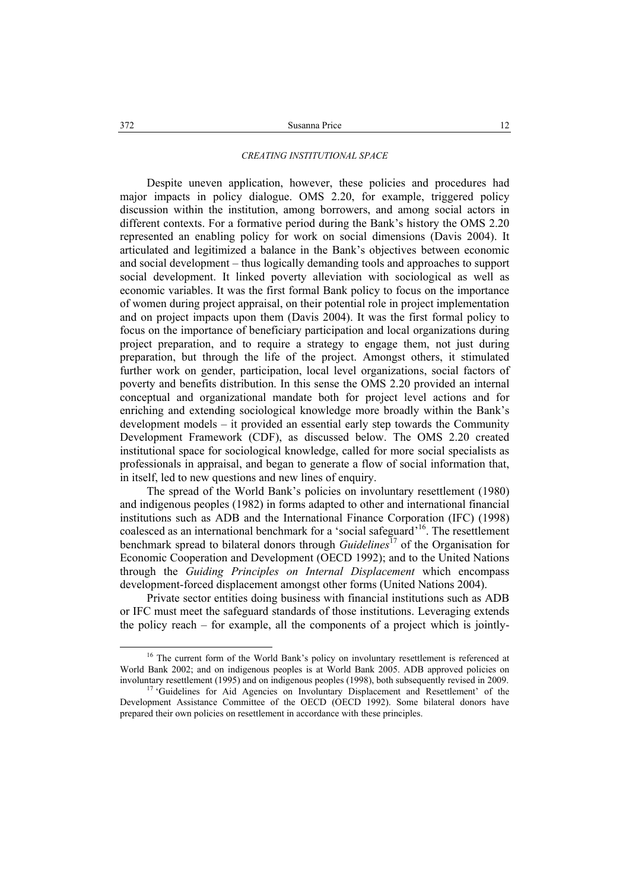### *CREATING INSTITUTIONAL SPACE*

Despite uneven application, however, these policies and procedures had major impacts in policy dialogue. OMS 2.20, for example, triggered policy discussion within the institution, among borrowers, and among social actors in different contexts. For a formative period during the Bank's history the OMS 2.20 represented an enabling policy for work on social dimensions (Davis 2004). It articulated and legitimized a balance in the Bank's objectives between economic and social development – thus logically demanding tools and approaches to support social development. It linked poverty alleviation with sociological as well as economic variables. It was the first formal Bank policy to focus on the importance of women during project appraisal, on their potential role in project implementation and on project impacts upon them (Davis 2004). It was the first formal policy to focus on the importance of beneficiary participation and local organizations during project preparation, and to require a strategy to engage them, not just during preparation, but through the life of the project. Amongst others, it stimulated further work on gender, participation, local level organizations, social factors of poverty and benefits distribution. In this sense the OMS 2.20 provided an internal conceptual and organizational mandate both for project level actions and for enriching and extending sociological knowledge more broadly within the Bank's development models – it provided an essential early step towards the Community Development Framework (CDF), as discussed below. The OMS 2.20 created institutional space for sociological knowledge, called for more social specialists as professionals in appraisal, and began to generate a flow of social information that, in itself, led to new questions and new lines of enquiry.

The spread of the World Bank's policies on involuntary resettlement (1980) and indigenous peoples (1982) in forms adapted to other and international financial institutions such as ADB and the International Finance Corporation (IFC) (1998) coalesced as an international benchmark for a 'social safeguard'[16]. The resettlement benchmark spread to bilateral donors through *Guidelines*[17] of the Organisation for Economic Cooperation and Development (OECD 1992); and to the United Nations through the *Guiding Principles on Internal Displacement* which encompass development-forced displacement amongst other forms (United Nations 2004).

Private sector entities doing business with financial institutions such as ADB or IFC must meet the safeguard standards of those institutions. Leveraging extends the policy reach – for example, all the components of a project which is jointly-

---

[16] The current form of the World Bank's policy on involuntary resettlement is referenced at World Bank 2002; and on indigenous peoples is at World Bank 2005. ADB approved policies on involuntary resettlement (1995) and on indigenous peoples (1998), both subsequently revised in 2009.

[17] 'Guidelines for Aid Agencies on Involuntary Displacement and Resettlement' of the Development Assistance Committee of the OECD (OECD 1992). Some bilateral donors have prepared their own policies on resettlement in accordance with these principles.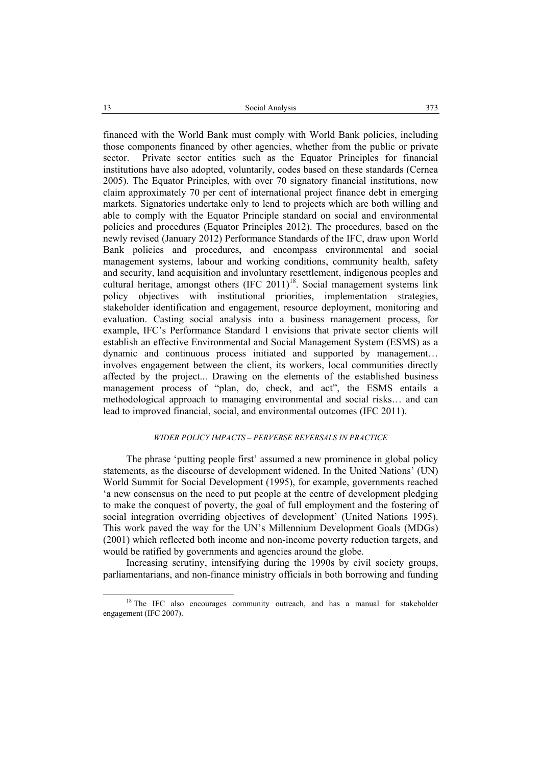financed with the World Bank must comply with World Bank policies, including those components financed by other agencies, whether from the public or private sector. Private sector entities such as the Equator Principles for financial institutions have also adopted, voluntarily, codes based on these standards (Cernea 2005). The Equator Principles, with over 70 signatory financial institutions, now claim approximately 70 per cent of international project finance debt in emerging markets. Signatories undertake only to lend to projects which are both willing and able to comply with the Equator Principle standard on social and environmental policies and procedures (Equator Principles 2012). The procedures, based on the newly revised (January 2012) Performance Standards of the IFC, draw upon World Bank policies and procedures, and encompass environmental and social management systems, labour and working conditions, community health, safety and security, land acquisition and involuntary resettlement, indigenous peoples and cultural heritage, amongst others (IFC 2011)[18]. Social management systems link policy objectives with institutional priorities, implementation strategies, stakeholder identification and engagement, resource deployment, monitoring and evaluation. Casting social analysis into a business management process, for example, IFC's Performance Standard 1 envisions that private sector clients will establish an effective Environmental and Social Management System (ESMS) as a dynamic and continuous process initiated and supported by management… involves engagement between the client, its workers, local communities directly affected by the project... Drawing on the elements of the established business management process of "plan, do, check, and act", the ESMS entails a methodological approach to managing environmental and social risks… and can lead to improved financial, social, and environmental outcomes (IFC 2011).

### *WIDER POLICY IMPACTS – PERVERSE REVERSALS IN PRACTICE*

The phrase 'putting people first' assumed a new prominence in global policy statements, as the discourse of development widened. In the United Nations' (UN) World Summit for Social Development (1995), for example, governments reached 'a new consensus on the need to put people at the centre of development pledging to make the conquest of poverty, the goal of full employment and the fostering of social integration overriding objectives of development' (United Nations 1995). This work paved the way for the UN's Millennium Development Goals (MDGs) (2001) which reflected both income and non-income poverty reduction targets, and would be ratified by governments and agencies around the globe.

Increasing scrutiny, intensifying during the 1990s by civil society groups, parliamentarians, and non-finance ministry officials in both borrowing and funding

---

[18] The IFC also encourages community outreach, and has a manual for stakeholder engagement (IFC 2007).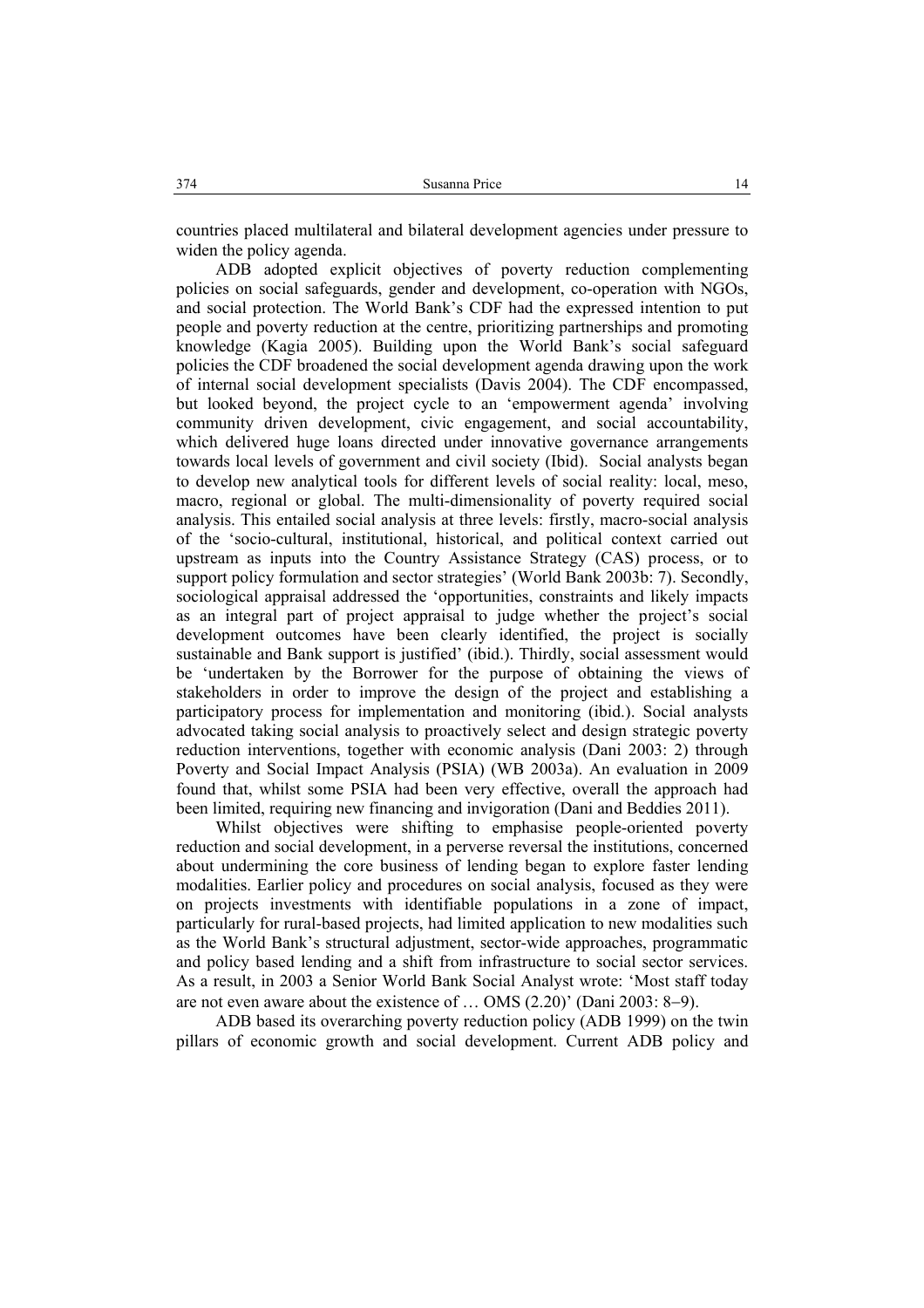countries placed multilateral and bilateral development agencies under pressure to widen the policy agenda.

ADB adopted explicit objectives of poverty reduction complementing policies on social safeguards, gender and development, co-operation with NGOs, and social protection. The World Bank's CDF had the expressed intention to put people and poverty reduction at the centre, prioritizing partnerships and promoting knowledge (Kagia 2005). Building upon the World Bank's social safeguard policies the CDF broadened the social development agenda drawing upon the work of internal social development specialists (Davis 2004). The CDF encompassed, but looked beyond, the project cycle to an 'empowerment agenda' involving community driven development, civic engagement, and social accountability, which delivered huge loans directed under innovative governance arrangements towards local levels of government and civil society (Ibid). Social analysts began to develop new analytical tools for different levels of social reality: local, meso, macro, regional or global. The multi-dimensionality of poverty required social analysis. This entailed social analysis at three levels: firstly, macro-social analysis of the 'socio-cultural, institutional, historical, and political context carried out upstream as inputs into the Country Assistance Strategy (CAS) process, or to support policy formulation and sector strategies' (World Bank 2003b: 7). Secondly, sociological appraisal addressed the 'opportunities, constraints and likely impacts as an integral part of project appraisal to judge whether the project's social development outcomes have been clearly identified, the project is socially sustainable and Bank support is justified' (ibid.). Thirdly, social assessment would be 'undertaken by the Borrower for the purpose of obtaining the views of stakeholders in order to improve the design of the project and establishing a participatory process for implementation and monitoring (ibid.). Social analysts advocated taking social analysis to proactively select and design strategic poverty reduction interventions, together with economic analysis (Dani 2003: 2) through Poverty and Social Impact Analysis (PSIA) (WB 2003a). An evaluation in 2009 found that, whilst some PSIA had been very effective, overall the approach had been limited, requiring new financing and invigoration (Dani and Beddies 2011).

Whilst objectives were shifting to emphasise people-oriented poverty reduction and social development, in a perverse reversal the institutions, concerned about undermining the core business of lending began to explore faster lending modalities. Earlier policy and procedures on social analysis, focused as they were on projects investments with identifiable populations in a zone of impact, particularly for rural-based projects, had limited application to new modalities such as the World Bank's structural adjustment, sector-wide approaches, programmatic and policy based lending and a shift from infrastructure to social sector services. As a result, in 2003 a Senior World Bank Social Analyst wrote: 'Most staff today are not even aware about the existence of … OMS (2.20)' (Dani 2003: 8–9).

ADB based its overarching poverty reduction policy (ADB 1999) on the twin pillars of economic growth and social development. Current ADB policy and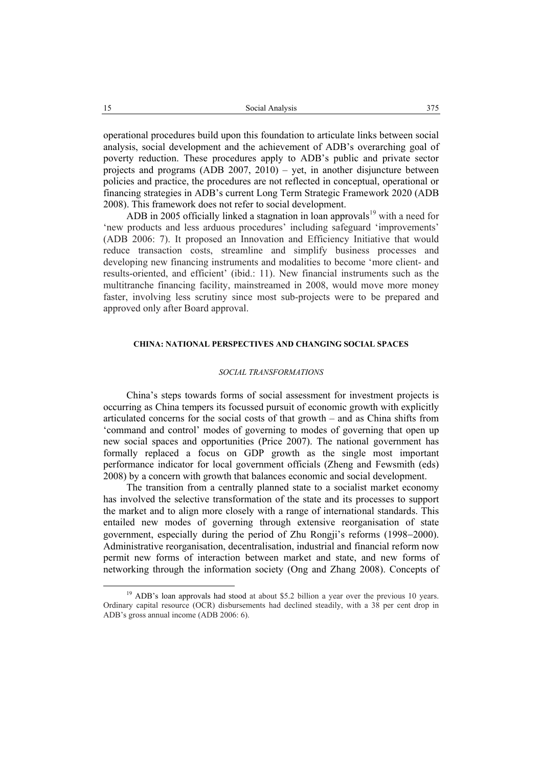operational procedures build upon this foundation to articulate links between social analysis, social development and the achievement of ADB's overarching goal of poverty reduction. These procedures apply to ADB's public and private sector projects and programs (ADB 2007, 2010) – yet, in another disjuncture between policies and practice, the procedures are not reflected in conceptual, operational or financing strategies in ADB's current Long Term Strategic Framework 2020 (ADB 2008). This framework does not refer to social development.

ADB in 2005 officially linked a stagnation in loan approvals[19] with a need for 'new products and less arduous procedures' including safeguard 'improvements' (ADB 2006: 7). It proposed an Innovation and Efficiency Initiative that would reduce transaction costs, streamline and simplify business processes and developing new financing instruments and modalities to become 'more client- and results-oriented, and efficient' (ibid.: 11). New financial instruments such as the multitranche financing facility, mainstreamed in 2008, would move more money faster, involving less scrutiny since most sub-projects were to be prepared and approved only after Board approval.

## CHINA: NATIONAL PERSPECTIVES AND CHANGING SOCIAL SPACES

### *SOCIAL TRANSFORMATIONS*

China's steps towards forms of social assessment for investment projects is occurring as China tempers its focussed pursuit of economic growth with explicitly articulated concerns for the social costs of that growth – and as China shifts from 'command and control' modes of governing to modes of governing that open up new social spaces and opportunities (Price 2007). The national government has formally replaced a focus on GDP growth as the single most important performance indicator for local government officials (Zheng and Fewsmith (eds) 2008) by a concern with growth that balances economic and social development.

The transition from a centrally planned state to a socialist market economy has involved the selective transformation of the state and its processes to support the market and to align more closely with a range of international standards. This entailed new modes of governing through extensive reorganisation of state government, especially during the period of Zhu Rongji's reforms (1998–2000). Administrative reorganisation, decentralisation, industrial and financial reform now permit new forms of interaction between market and state, and new forms of networking through the information society (Ong and Zhang 2008). Concepts of

[19] ADB's loan approvals had stood at about \$5.2 billion a year over the previous 10 years. Ordinary capital resource (OCR) disbursements had declined steadily, with a 38 per cent drop in ADB's gross annual income (ADB 2006: 6).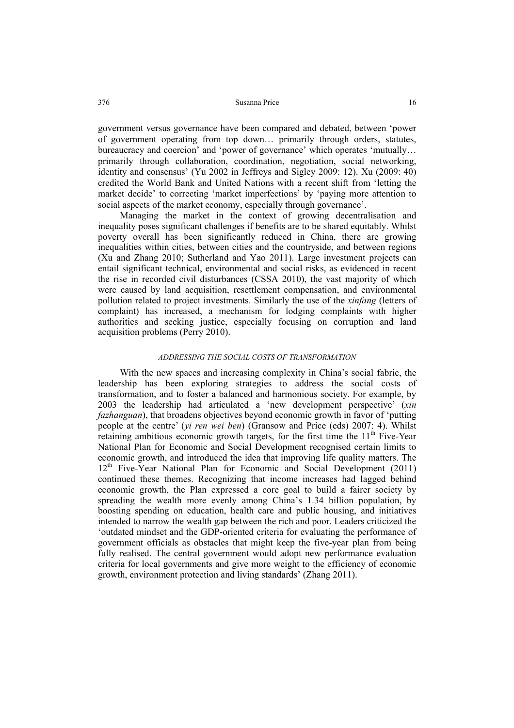government versus governance have been compared and debated, between 'power of government operating from top down… primarily through orders, statutes, bureaucracy and coercion' and 'power of governance' which operates 'mutually… primarily through collaboration, coordination, negotiation, social networking, identity and consensus' (Yu 2002 in Jeffreys and Sigley 2009: 12). Xu (2009: 40) credited the World Bank and United Nations with a recent shift from 'letting the market decide' to correcting 'market imperfections' by 'paying more attention to social aspects of the market economy, especially through governance'.

Managing the market in the context of growing decentralisation and inequality poses significant challenges if benefits are to be shared equitably. Whilst poverty overall has been significantly reduced in China, there are growing inequalities within cities, between cities and the countryside, and between regions (Xu and Zhang 2010; Sutherland and Yao 2011). Large investment projects can entail significant technical, environmental and social risks, as evidenced in recent the rise in recorded civil disturbances (CSSA 2010), the vast majority of which were caused by land acquisition, resettlement compensation, and environmental pollution related to project investments. Similarly the use of the *xinfang* (letters of complaint) has increased, a mechanism for lodging complaints with higher authorities and seeking justice, especially focusing on corruption and land acquisition problems (Perry 2010).

### *ADDRESSING THE SOCIAL COSTS OF TRANSFORMATION*

With the new spaces and increasing complexity in China's social fabric, the leadership has been exploring strategies to address the social costs of transformation, and to foster a balanced and harmonious society. For example, by 2003 the leadership had articulated a 'new development perspective' (*xin fazhanguan*), that broadens objectives beyond economic growth in favor of 'putting people at the centre' (*yi ren wei ben*) (Gransow and Price (eds) 2007: 4). Whilst retaining ambitious economic growth targets, for the first time the 11th Five-Year National Plan for Economic and Social Development recognised certain limits to economic growth, and introduced the idea that improving life quality matters. The 12th Five-Year National Plan for Economic and Social Development (2011) continued these themes. Recognizing that income increases had lagged behind economic growth, the Plan expressed a core goal to build a fairer society by spreading the wealth more evenly among China's 1.34 billion population, by boosting spending on education, health care and public housing, and initiatives intended to narrow the wealth gap between the rich and poor. Leaders criticized the 'outdated mindset and the GDP-oriented criteria for evaluating the performance of government officials as obstacles that might keep the five-year plan from being fully realised. The central government would adopt new performance evaluation criteria for local governments and give more weight to the efficiency of economic growth, environment protection and living standards' (Zhang 2011).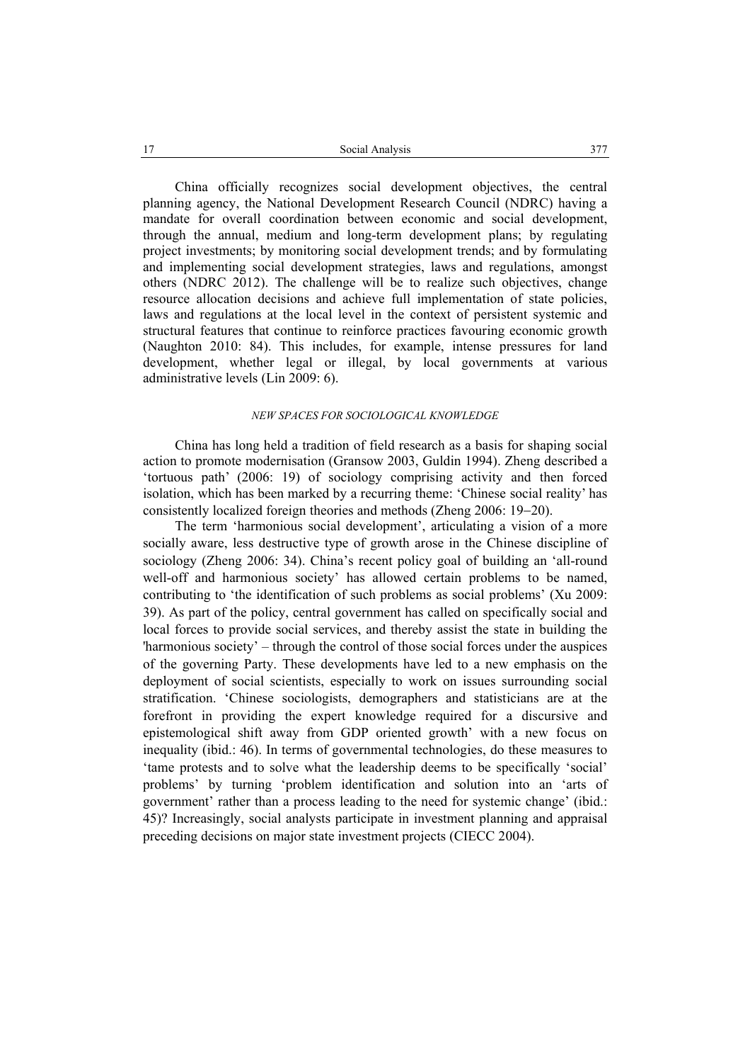China officially recognizes social development objectives, the central planning agency, the National Development Research Council (NDRC) having a mandate for overall coordination between economic and social development, through the annual, medium and long-term development plans; by regulating project investments; by monitoring social development trends; and by formulating and implementing social development strategies, laws and regulations, amongst others (NDRC 2012). The challenge will be to realize such objectives, change resource allocation decisions and achieve full implementation of state policies, laws and regulations at the local level in the context of persistent systemic and structural features that continue to reinforce practices favouring economic growth (Naughton 2010: 84). This includes, for example, intense pressures for land development, whether legal or illegal, by local governments at various administrative levels (Lin 2009: 6).

### *NEW SPACES FOR SOCIOLOGICAL KNOWLEDGE*

China has long held a tradition of field research as a basis for shaping social action to promote modernisation (Gransow 2003, Guldin 1994). Zheng described a 'tortuous path' (2006: 19) of sociology comprising activity and then forced isolation, which has been marked by a recurring theme: 'Chinese social reality' has consistently localized foreign theories and methods (Zheng 2006: 19–20).

The term 'harmonious social development', articulating a vision of a more socially aware, less destructive type of growth arose in the Chinese discipline of sociology (Zheng 2006: 34). China's recent policy goal of building an 'all-round well-off and harmonious society' has allowed certain problems to be named, contributing to 'the identification of such problems as social problems' (Xu 2009: 39). As part of the policy, central government has called on specifically social and local forces to provide social services, and thereby assist the state in building the 'harmonious society' – through the control of those social forces under the auspices of the governing Party. These developments have led to a new emphasis on the deployment of social scientists, especially to work on issues surrounding social stratification. 'Chinese sociologists, demographers and statisticians are at the forefront in providing the expert knowledge required for a discursive and epistemological shift away from GDP oriented growth' with a new focus on inequality (ibid.: 46). In terms of governmental technologies, do these measures to 'tame protests and to solve what the leadership deems to be specifically 'social' problems' by turning 'problem identification and solution into an 'arts of government' rather than a process leading to the need for systemic change' (ibid.: 45)? Increasingly, social analysts participate in investment planning and appraisal preceding decisions on major state investment projects (CIECC 2004).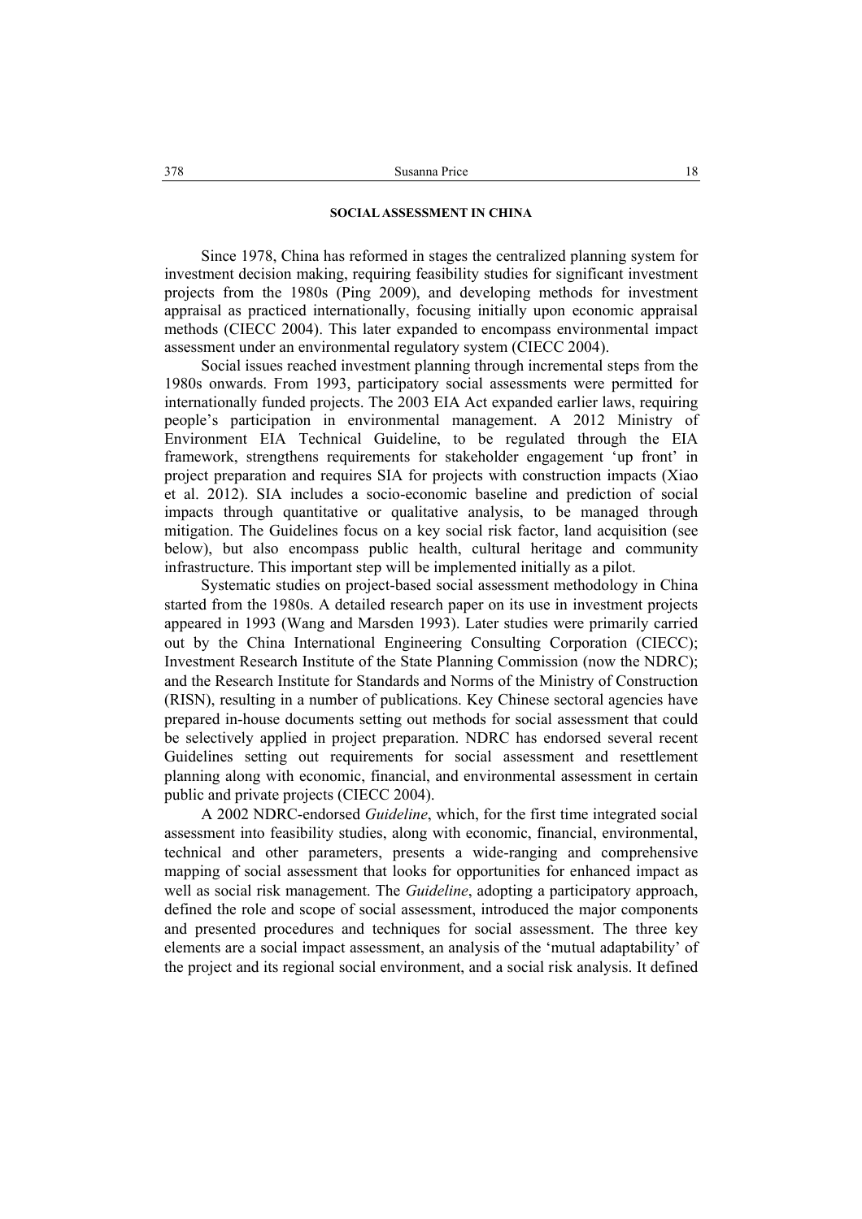## SOCIAL ASSESSMENT IN CHINA

Since 1978, China has reformed in stages the centralized planning system for investment decision making, requiring feasibility studies for significant investment projects from the 1980s (Ping 2009), and developing methods for investment appraisal as practiced internationally, focusing initially upon economic appraisal methods (CIECC 2004). This later expanded to encompass environmental impact assessment under an environmental regulatory system (CIECC 2004).

Social issues reached investment planning through incremental steps from the 1980s onwards. From 1993, participatory social assessments were permitted for internationally funded projects. The 2003 EIA Act expanded earlier laws, requiring people's participation in environmental management. A 2012 Ministry of Environment EIA Technical Guideline, to be regulated through the EIA framework, strengthens requirements for stakeholder engagement 'up front' in project preparation and requires SIA for projects with construction impacts (Xiao et al. 2012). SIA includes a socio-economic baseline and prediction of social impacts through quantitative or qualitative analysis, to be managed through mitigation. The Guidelines focus on a key social risk factor, land acquisition (see below), but also encompass public health, cultural heritage and community infrastructure. This important step will be implemented initially as a pilot.

Systematic studies on project-based social assessment methodology in China started from the 1980s. A detailed research paper on its use in investment projects appeared in 1993 (Wang and Marsden 1993). Later studies were primarily carried out by the China International Engineering Consulting Corporation (CIECC); Investment Research Institute of the State Planning Commission (now the NDRC); and the Research Institute for Standards and Norms of the Ministry of Construction (RISN), resulting in a number of publications. Key Chinese sectoral agencies have prepared in-house documents setting out methods for social assessment that could be selectively applied in project preparation. NDRC has endorsed several recent Guidelines setting out requirements for social assessment and resettlement planning along with economic, financial, and environmental assessment in certain public and private projects (CIECC 2004).

A 2002 NDRC-endorsed *Guideline*, which, for the first time integrated social assessment into feasibility studies, along with economic, financial, environmental, technical and other parameters, presents a wide-ranging and comprehensive mapping of social assessment that looks for opportunities for enhanced impact as well as social risk management. The *Guideline*, adopting a participatory approach, defined the role and scope of social assessment, introduced the major components and presented procedures and techniques for social assessment. The three key elements are a social impact assessment, an analysis of the 'mutual adaptability' of the project and its regional social environment, and a social risk analysis. It defined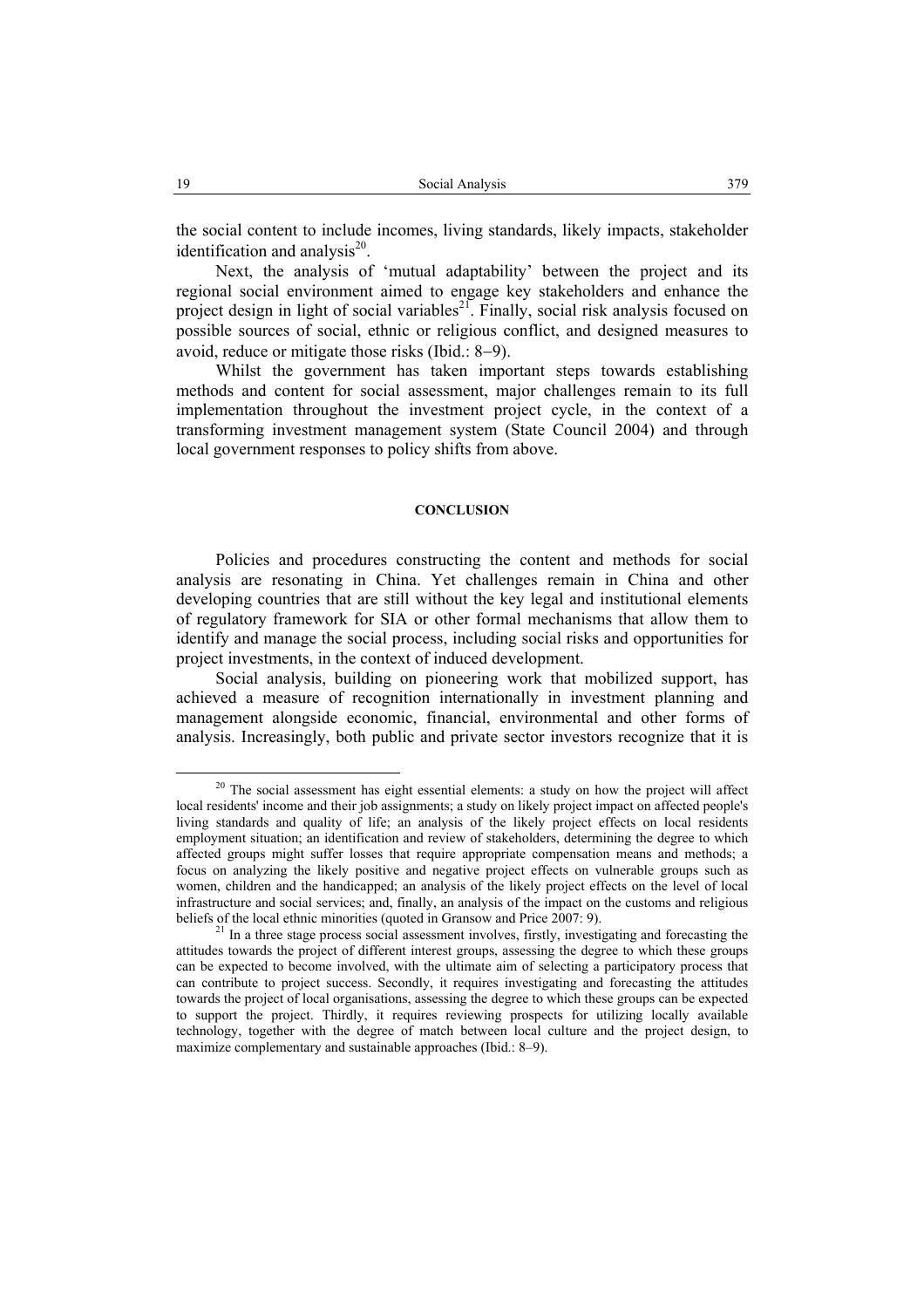the social content to include incomes, living standards, likely impacts, stakeholder identification and analysis[20].

Next, the analysis of 'mutual adaptability' between the project and its regional social environment aimed to engage key stakeholders and enhance the project design in light of social variables[21]. Finally, social risk analysis focused on possible sources of social, ethnic or religious conflict, and designed measures to avoid, reduce or mitigate those risks (Ibid.: 8–9).

Whilst the government has taken important steps towards establishing methods and content for social assessment, major challenges remain to its full implementation throughout the investment project cycle, in the context of a transforming investment management system (State Council 2004) and through local government responses to policy shifts from above.

## CONCLUSION

Policies and procedures constructing the content and methods for social analysis are resonating in China. Yet challenges remain in China and other developing countries that are still without the key legal and institutional elements of regulatory framework for SIA or other formal mechanisms that allow them to identify and manage the social process, including social risks and opportunities for project investments, in the context of induced development.

Social analysis, building on pioneering work that mobilized support, has achieved a measure of recognition internationally in investment planning and management alongside economic, financial, environmental and other forms of analysis. Increasingly, both public and private sector investors recognize that it is

---

[20] The social assessment has eight essential elements: a study on how the project will affect local residents' income and their job assignments; a study on likely project impact on affected people's living standards and quality of life; an analysis of the likely project effects on local residents employment situation; an identification and review of stakeholders, determining the degree to which affected groups might suffer losses that require appropriate compensation means and methods; a focus on analyzing the likely positive and negative project effects on vulnerable groups such as women, children and the handicapped; an analysis of the likely project effects on the level of local infrastructure and social services; and, finally, an analysis of the impact on the customs and religious beliefs of the local ethnic minorities (quoted in Gransow and Price 2007: 9).

[21] In a three stage process social assessment involves, firstly, investigating and forecasting the attitudes towards the project of different interest groups, assessing the degree to which these groups can be expected to become involved, with the ultimate aim of selecting a participatory process that can contribute to project success. Secondly, it requires investigating and forecasting the attitudes towards the project of local organisations, assessing the degree to which these groups can be expected to support the project. Thirdly, it requires reviewing prospects for utilizing locally available technology, together with the degree of match between local culture and the project design, to maximize complementary and sustainable approaches (Ibid.: 8–9).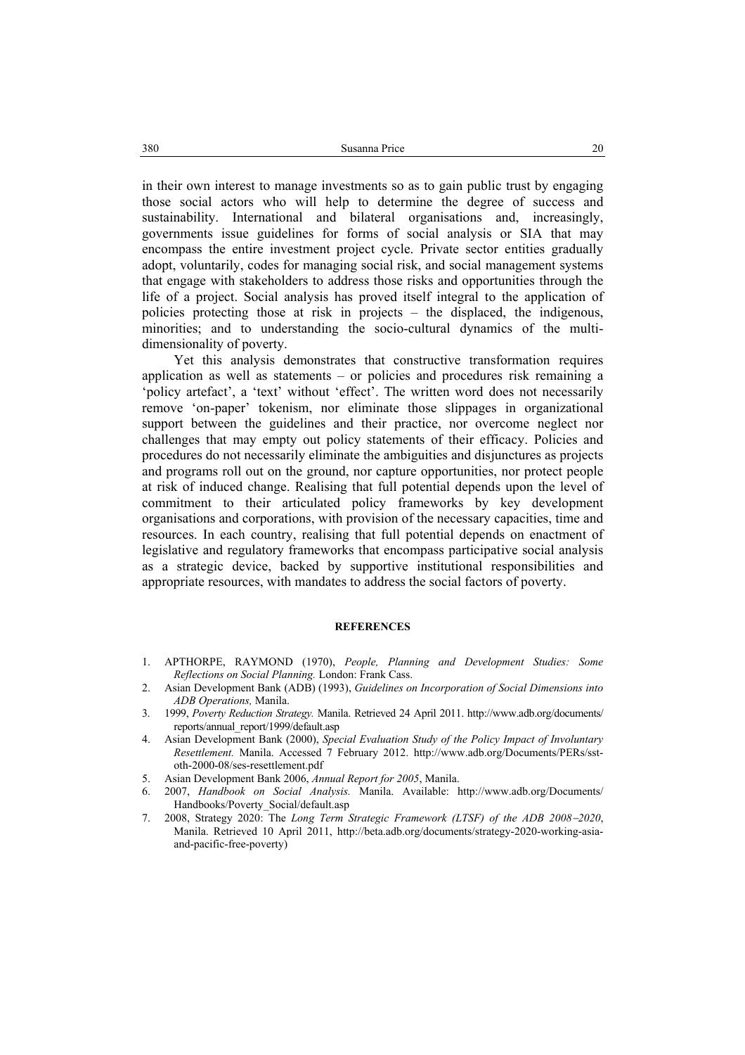in their own interest to manage investments so as to gain public trust by engaging those social actors who will help to determine the degree of success and sustainability. International and bilateral organisations and, increasingly, governments issue guidelines for forms of social analysis or SIA that may encompass the entire investment project cycle. Private sector entities gradually adopt, voluntarily, codes for managing social risk, and social management systems that engage with stakeholders to address those risks and opportunities through the life of a project. Social analysis has proved itself integral to the application of policies protecting those at risk in projects – the displaced, the indigenous, minorities; and to understanding the socio-cultural dynamics of the multi-dimensionality of poverty.

Yet this analysis demonstrates that constructive transformation requires application as well as statements – or policies and procedures risk remaining a 'policy artefact', a 'text' without 'effect'. The written word does not necessarily remove 'on-paper' tokenism, nor eliminate those slippages in organizational support between the guidelines and their practice, nor overcome neglect nor challenges that may empty out policy statements of their efficacy. Policies and procedures do not necessarily eliminate the ambiguities and disjunctures as projects and programs roll out on the ground, nor capture opportunities, nor protect people at risk of induced change. Realising that full potential depends upon the level of commitment to their articulated policy frameworks by key development organisations and corporations, with provision of the necessary capacities, time and resources. In each country, realising that full potential depends on enactment of legislative and regulatory frameworks that encompass participative social analysis as a strategic device, backed by supportive institutional responsibilities and appropriate resources, with mandates to address the social factors of poverty.

## REFERENCES

1. APTHORPE, RAYMOND (1970), *People, Planning and Development Studies: Some Reflections on Social Planning.* London: Frank Cass.
2. Asian Development Bank (ADB) (1993), *Guidelines on Incorporation of Social Dimensions into ADB Operations,* Manila.
3. 1999, *Poverty Reduction Strategy.* Manila. Retrieved 24 April 2011. http://www.adb.org/documents/reports/annual_report/1999/default.asp
4. Asian Development Bank (2000), *Special Evaluation Study of the Policy Impact of Involuntary Resettlement.* Manila. Accessed 7 February 2012. http://www.adb.org/Documents/PERs/sst-oth-2000-08/ses-resettlement.pdf
5. Asian Development Bank 2006, *Annual Report for 2005*, Manila.
6. 2007, *Handbook on Social Analysis.* Manila. Available: http://www.adb.org/Documents/Handbooks/Poverty_Social/default.asp
7. 2008, Strategy 2020: The *Long Term Strategic Framework (LTSF) of the ADB 2008–2020*, Manila. Retrieved 10 April 2011, http://beta.adb.org/documents/strategy-2020-working-asia-and-pacific-free-poverty)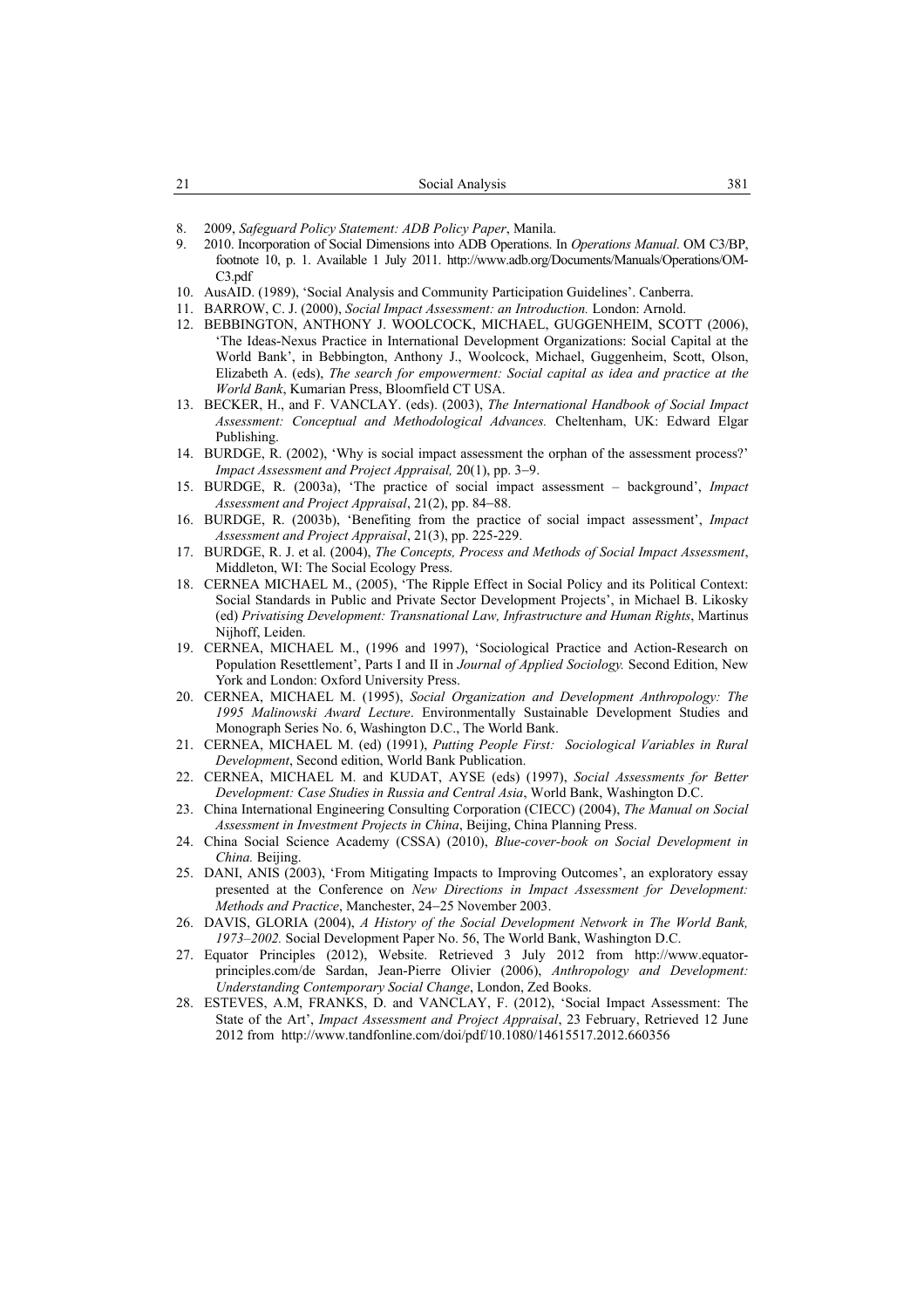8. 2009, *Safeguard Policy Statement: ADB Policy Paper*, Manila.
9. 2010. Incorporation of Social Dimensions into ADB Operations. In *Operations Manual*. OM C3/BP, footnote 10, p. 1. Available 1 July 2011. http://www.adb.org/Documents/Manuals/Operations/OM-C3.pdf
10. AusAID. (1989), 'Social Analysis and Community Participation Guidelines'. Canberra.
11. BARROW, C. J. (2000), *Social Impact Assessment: an Introduction.* London: Arnold.
12. BEBBINGTON, ANTHONY J. WOOLCOCK, MICHAEL, GUGGENHEIM, SCOTT (2006), 'The Ideas-Nexus Practice in International Development Organizations: Social Capital at the World Bank', in Bebbington, Anthony J., Woolcock, Michael, Guggenheim, Scott, Olson, Elizabeth A. (eds), *The search for empowerment: Social capital as idea and practice at the World Bank*, Kumarian Press, Bloomfield CT USA.
13. BECKER, H., and F. VANCLAY. (eds). (2003), *The International Handbook of Social Impact Assessment: Conceptual and Methodological Advances.* Cheltenham, UK: Edward Elgar Publishing.
14. BURDGE, R. (2002), 'Why is social impact assessment the orphan of the assessment process?' *Impact Assessment and Project Appraisal,* 20(1), pp. 3–9.
15. BURDGE, R. (2003a), 'The practice of social impact assessment – background', *Impact Assessment and Project Appraisal*, 21(2), pp. 84–88.
16. BURDGE, R. (2003b), 'Benefiting from the practice of social impact assessment', *Impact Assessment and Project Appraisal*, 21(3), pp. 225-229.
17. BURDGE, R. J. et al. (2004), *The Concepts, Process and Methods of Social Impact Assessment*, Middleton, WI: The Social Ecology Press.
18. CERNEA MICHAEL M., (2005), 'The Ripple Effect in Social Policy and its Political Context: Social Standards in Public and Private Sector Development Projects', in Michael B. Likosky (ed) *Privatising Development: Transnational Law, Infrastructure and Human Rights*, Martinus Nijhoff, Leiden.
19. CERNEA, MICHAEL M., (1996 and 1997), 'Sociological Practice and Action-Research on Population Resettlement', Parts I and II in *Journal of Applied Sociology.* Second Edition, New York and London: Oxford University Press.
20. CERNEA, MICHAEL M. (1995), *Social Organization and Development Anthropology: The 1995 Malinowski Award Lecture*. Environmentally Sustainable Development Studies and Monograph Series No. 6, Washington D.C., The World Bank.
21. CERNEA, MICHAEL M. (ed) (1991), *Putting People First: Sociological Variables in Rural Development*, Second edition, World Bank Publication.
22. CERNEA, MICHAEL M. and KUDAT, AYSE (eds) (1997), *Social Assessments for Better Development: Case Studies in Russia and Central Asia*, World Bank, Washington D.C.
23. China International Engineering Consulting Corporation (CIECC) (2004), *The Manual on Social Assessment in Investment Projects in China*, Beijing, China Planning Press.
24. China Social Science Academy (CSSA) (2010), *Blue-cover-book on Social Development in China.* Beijing.
25. DANI, ANIS (2003), 'From Mitigating Impacts to Improving Outcomes', an exploratory essay presented at the Conference on *New Directions in Impact Assessment for Development: Methods and Practice*, Manchester, 24–25 November 2003.
26. DAVIS, GLORIA (2004), *A History of the Social Development Network in The World Bank, 1973–2002.* Social Development Paper No. 56, The World Bank, Washington D.C.
27. Equator Principles (2012), Website. Retrieved 3 July 2012 from http://www.equator-principles.com/de Sardan, Jean-Pierre Olivier (2006), *Anthropology and Development: Understanding Contemporary Social Change*, London, Zed Books.
28. ESTEVES, A.M, FRANKS, D. and VANCLAY, F. (2012), 'Social Impact Assessment: The State of the Art', *Impact Assessment and Project Appraisal*, 23 February, Retrieved 12 June 2012 from http://www.tandfonline.com/doi/pdf/10.1080/14615517.2012.660356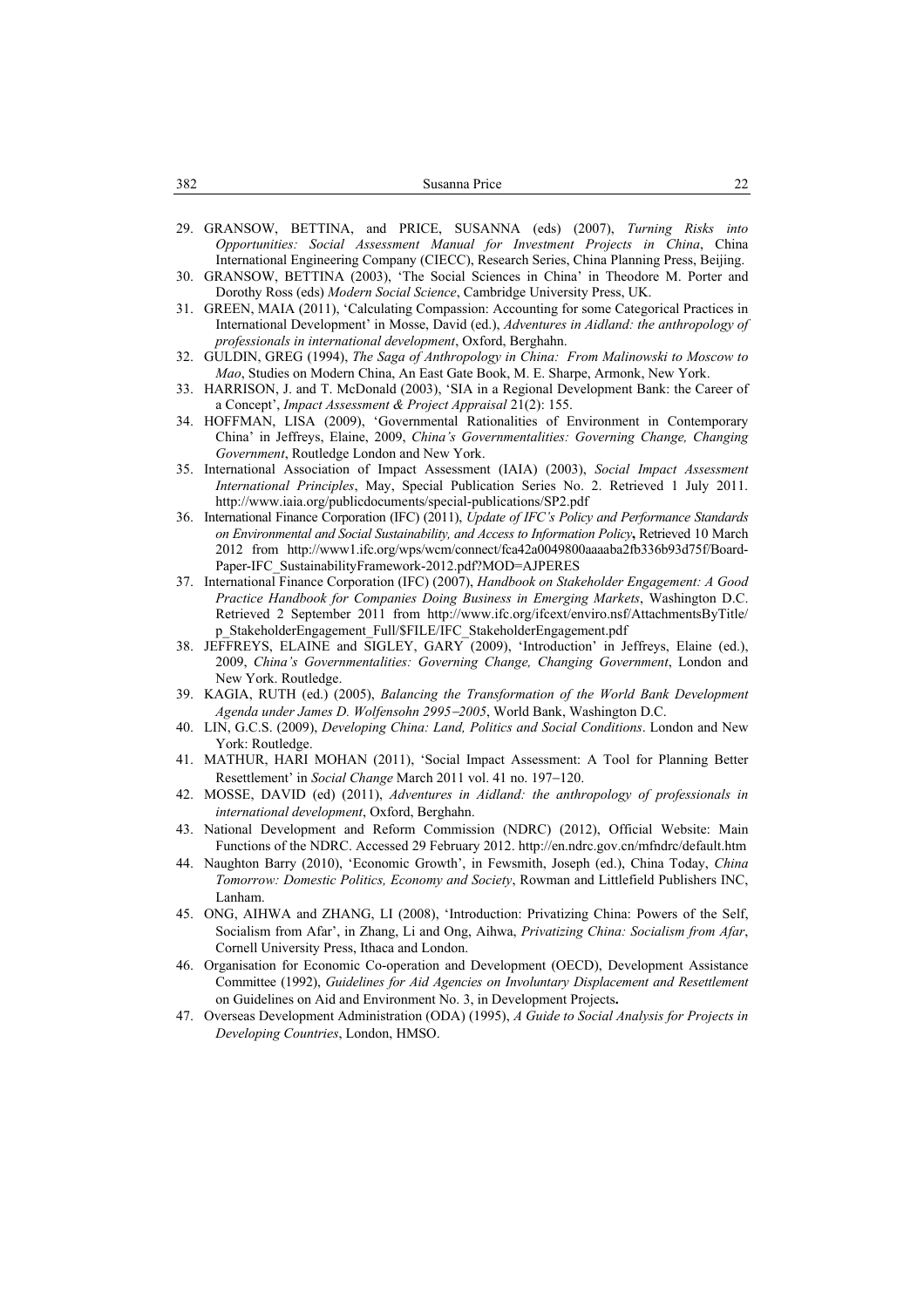29. GRANSOW, BETTINA, and PRICE, SUSANNA (eds) (2007), *Turning Risks into Opportunities: Social Assessment Manual for Investment Projects in China*, China International Engineering Company (CIECC), Research Series, China Planning Press, Beijing.
30. GRANSOW, BETTINA (2003), 'The Social Sciences in China' in Theodore M. Porter and Dorothy Ross (eds) *Modern Social Science*, Cambridge University Press, UK.
31. GREEN, MAIA (2011), 'Calculating Compassion: Accounting for some Categorical Practices in International Development' in Mosse, David (ed.), *Adventures in Aidland: the anthropology of professionals in international development*, Oxford, Berghahn.
32. GULDIN, GREG (1994), *The Saga of Anthropology in China: From Malinowski to Moscow to Mao*, Studies on Modern China, An East Gate Book, M. E. Sharpe, Armonk, New York.
33. HARRISON, J. and T. McDonald (2003), 'SIA in a Regional Development Bank: the Career of a Concept', *Impact Assessment & Project Appraisal* 21(2): 155.
34. HOFFMAN, LISA (2009), 'Governmental Rationalities of Environment in Contemporary China' in Jeffreys, Elaine, 2009, *China's Governmentalities: Governing Change, Changing Government*, Routledge London and New York.
35. International Association of Impact Assessment (IAIA) (2003), *Social Impact Assessment International Principles*, May, Special Publication Series No. 2. Retrieved 1 July 2011. http://www.iaia.org/publicdocuments/special-publications/SP2.pdf
36. International Finance Corporation (IFC) (2011), *Update of IFC's Policy and Performance Standards on Environmental and Social Sustainability, and Access to Information Policy***,** Retrieved 10 March 2012 from http://www1.ifc.org/wps/wcm/connect/fca42a0049800aaaaba2fb336b93d75f/Board-Paper-IFC_SustainabilityFramework-2012.pdf?MOD=AJPERES
37. International Finance Corporation (IFC) (2007), *Handbook on Stakeholder Engagement: A Good Practice Handbook for Companies Doing Business in Emerging Markets*, Washington D.C. Retrieved 2 September 2011 from http://www.ifc.org/ifcext/enviro.nsf/AttachmentsByTitle/p_StakeholderEngagement_Full/$FILE/IFC_StakeholderEngagement.pdf
38. JEFFREYS, ELAINE and SIGLEY, GARY (2009), 'Introduction' in Jeffreys, Elaine (ed.), 2009, *China's Governmentalities: Governing Change, Changing Government*, London and New York. Routledge.
39. KAGIA, RUTH (ed.) (2005), *Balancing the Transformation of the World Bank Development Agenda under James D. Wolfensohn 2995–2005*, World Bank, Washington D.C.
40. LIN, G.C.S. (2009), *Developing China: Land, Politics and Social Conditions*. London and New York: Routledge.
41. MATHUR, HARI MOHAN (2011), 'Social Impact Assessment: A Tool for Planning Better Resettlement' in *Social Change* March 2011 vol. 41 no. 197–120.
42. MOSSE, DAVID (ed) (2011), *Adventures in Aidland: the anthropology of professionals in international development*, Oxford, Berghahn.
43. National Development and Reform Commission (NDRC) (2012), Official Website: Main Functions of the NDRC. Accessed 29 February 2012. http://en.ndrc.gov.cn/mfndrc/default.htm
44. Naughton Barry (2010), 'Economic Growth', in Fewsmith, Joseph (ed.), China Today, *China Tomorrow: Domestic Politics, Economy and Society*, Rowman and Littlefield Publishers INC, Lanham.
45. ONG, AIHWA and ZHANG, LI (2008), 'Introduction: Privatizing China: Powers of the Self, Socialism from Afar', in Zhang, Li and Ong, Aihwa, *Privatizing China: Socialism from Afar*, Cornell University Press, Ithaca and London.
46. Organisation for Economic Co-operation and Development (OECD), Development Assistance Committee (1992), *Guidelines for Aid Agencies on Involuntary Displacement and Resettlement* on Guidelines on Aid and Environment No. 3, in Development Projects**.**
47. Overseas Development Administration (ODA) (1995), *A Guide to Social Analysis for Projects in Developing Countries*, London, HMSO.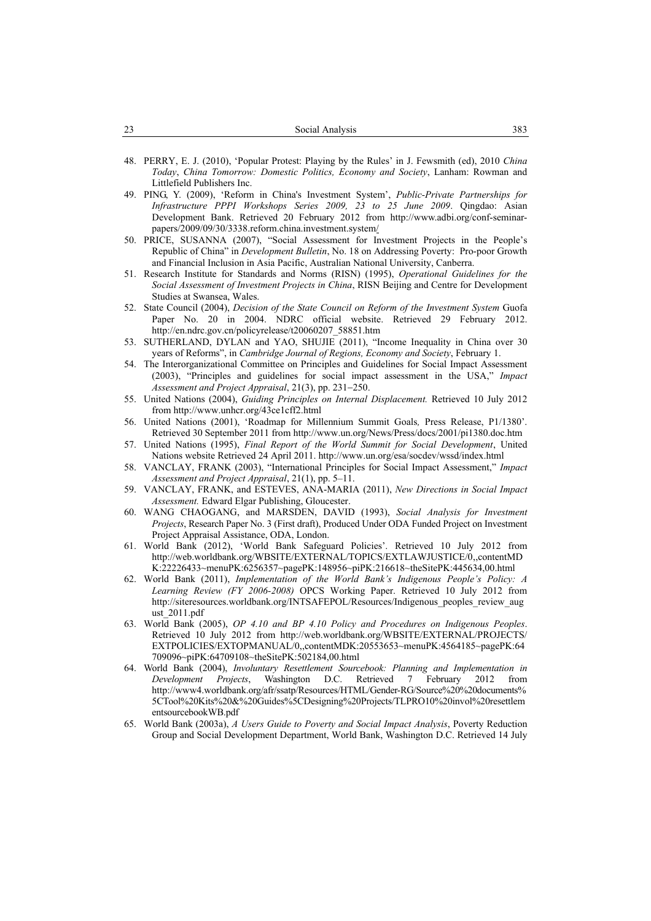48. PERRY, E. J. (2010), 'Popular Protest: Playing by the Rules' in J. Fewsmith (ed), 2010 *China Today*, *China Tomorrow: Domestic Politics, Economy and Society*, Lanham: Rowman and Littlefield Publishers Inc.
49. PING, Y. (2009), 'Reform in China's Investment System', *Public-Private Partnerships for Infrastructure PPPI Workshops Series 2009, 23 to 25 June 2009*. Qingdao: Asian Development Bank. Retrieved 20 February 2012 from http://www.adbi.org/conf-seminar-papers/2009/09/30/3338.reform.china.investment.system/
50. PRICE, SUSANNA (2007), "Social Assessment for Investment Projects in the People's Republic of China" in *Development Bulletin*, No. 18 on Addressing Poverty: Pro-poor Growth and Financial Inclusion in Asia Pacific, Australian National University, Canberra.
51. Research Institute for Standards and Norms (RISN) (1995), *Operational Guidelines for the Social Assessment of Investment Projects in China*, RISN Beijing and Centre for Development Studies at Swansea, Wales.
52. State Council (2004), *Decision of the State Council on Reform of the Investment System* Guofa Paper No. 20 in 2004. NDRC official website. Retrieved 29 February 2012. http://en.ndrc.gov.cn/policyrelease/t20060207_58851.htm
53. SUTHERLAND, DYLAN and YAO, SHUJIE (2011), "Income Inequality in China over 30 years of Reforms", in *Cambridge Journal of Regions, Economy and Society*, February 1.
54. The Interorganizational Committee on Principles and Guidelines for Social Impact Assessment (2003), "Principles and guidelines for social impact assessment in the USA," *Impact Assessment and Project Appraisal*, 21(3), pp. 231–250.
55. United Nations (2004), *Guiding Principles on Internal Displacement.* Retrieved 10 July 2012 from http://www.unhcr.org/43ce1cff2.html
56. United Nations (2001), 'Roadmap for Millennium Summit Goals, Press Release, P1/1380'. Retrieved 30 September 2011 from http://www.un.org/News/Press/docs/2001/pi1380.doc.htm
57. United Nations (1995), *Final Report of the World Summit for Social Development*, United Nations website Retrieved 24 April 2011. http://www.un.org/esa/socdev/wssd/index.html
58. VANCLAY, FRANK (2003), "International Principles for Social Impact Assessment," *Impact Assessment and Project Appraisal*, 21(1), pp. 5–11.
59. VANCLAY, FRANK, and ESTEVES, ANA-MARIA (2011), *New Directions in Social Impact Assessment.* Edward Elgar Publishing, Gloucester.
60. WANG CHAOGANG, and MARSDEN, DAVID (1993), *Social Analysis for Investment Projects*, Research Paper No. 3 (First draft), Produced Under ODA Funded Project on Investment Project Appraisal Assistance, ODA, London.
61. World Bank (2012), 'World Bank Safeguard Policies'. Retrieved 10 July 2012 from http://web.worldbank.org/WBSITE/EXTERNAL/TOPICS/EXTLAWJUSTICE/0,,contentMDK:22226433~menuPK:6256357~pagePK:148956~piPK:216618~theSitePK:445634,00.html
62. World Bank (2011), *Implementation of the World Bank's Indigenous People's Policy: A Learning Review (FY 2006-2008)* OPCS Working Paper. Retrieved 10 July 2012 from http://siteresources.worldbank.org/INTSAFEPOL/Resources/Indigenous_peoples_review_august_2011.pdf
63. World Bank (2005), *OP 4.10 and BP 4.10 Policy and Procedures on Indigenous Peoples*. Retrieved 10 July 2012 from http://web.worldbank.org/WBSITE/EXTERNAL/PROJECTS/EXTPOLICIES/EXTOPMANUAL/0,,contentMDK:20553653~menuPK:4564185~pagePK:64709096~piPK:64709108~theSitePK:502184,00.html
64. World Bank (2004), *Involuntary Resettlement Sourcebook: Planning and Implementation in Development Projects*, Washington D.C. Retrieved 7 February 2012 from http://www4.worldbank.org/afr/ssatp/Resources/HTML/Gender-RG/Source%20%20documents%5CTool%20Kits%20&%20Guides%5CDesigning%20Projects/TLPRO10%20invol%20resettlementsourcebookWB.pdf
65. World Bank (2003a), *A Users Guide to Poverty and Social Impact Analysis*, Poverty Reduction Group and Social Development Department, World Bank, Washington D.C. Retrieved 14 July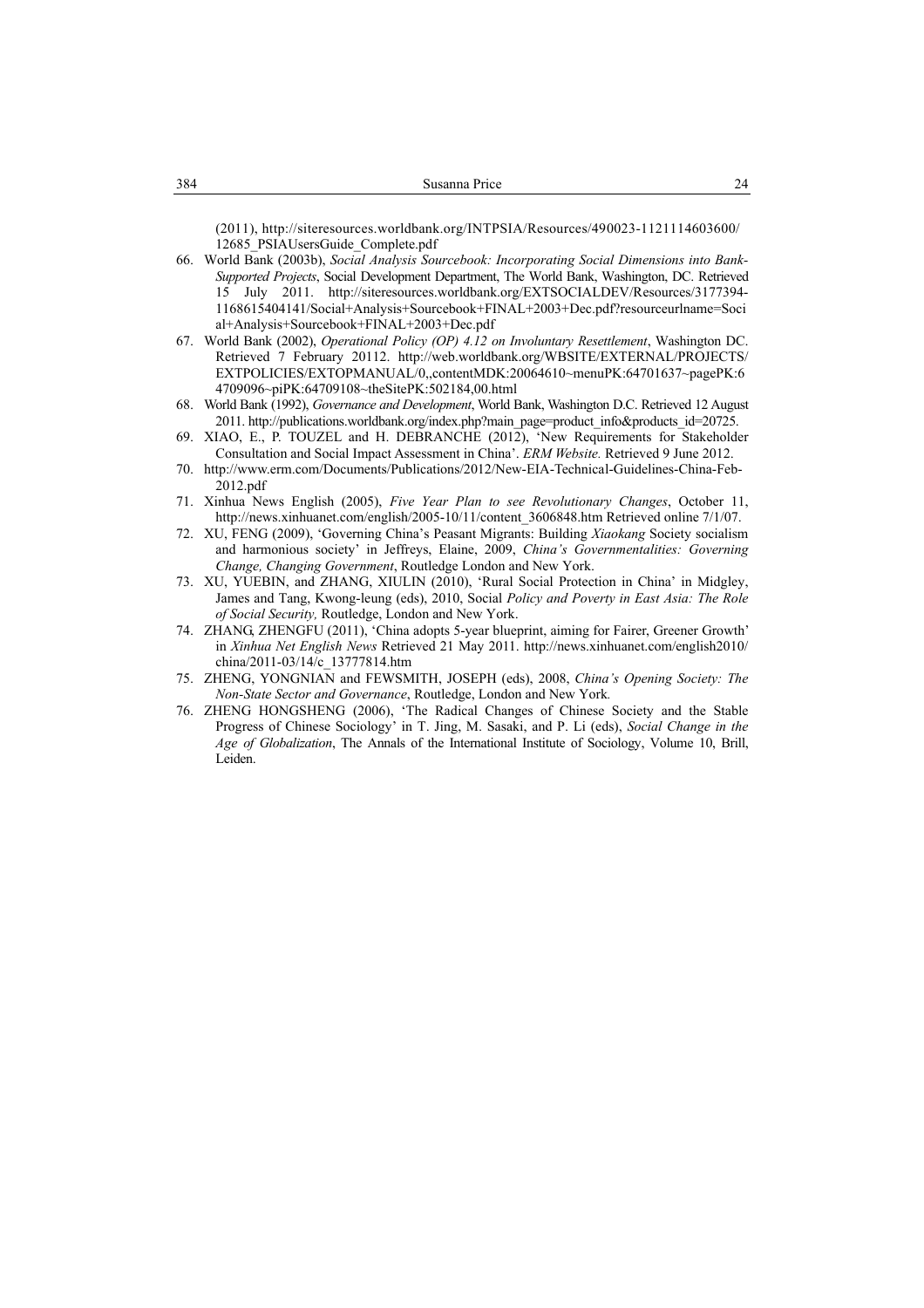(2011), http://siteresources.worldbank.org/INTPSIA/Resources/490023-1121114603600/12685_PSIAUsersGuide_Complete.pdf

66. World Bank (2003b), *Social Analysis Sourcebook: Incorporating Social Dimensions into Bank-Supported Projects*, Social Development Department, The World Bank, Washington, DC. Retrieved 15 July 2011. http://siteresources.worldbank.org/EXTSOCIALDEV/Resources/3177394-1168615404141/Social+Analysis+Sourcebook+FINAL+2003+Dec.pdf?resourceurlname=Social+Analysis+Sourcebook+FINAL+2003+Dec.pdf
67. World Bank (2002), *Operational Policy (OP) 4.12 on Involuntary Resettlement*, Washington DC. Retrieved 7 February 20112. http://web.worldbank.org/WBSITE/EXTERNAL/PROJECTS/EXTPOLICIES/EXTOPMANUAL/0,,contentMDK:20064610~menuPK:64701637~pagePK:64709096~piPK:64709108~theSitePK:502184,00.html
68. World Bank (1992), *Governance and Development*, World Bank, Washington D.C. Retrieved 12 August 2011. http://publications.worldbank.org/index.php?main_page=product_info&products_id=20725.
69. XIAO, E., P. TOUZEL and H. DEBRANCHE (2012), 'New Requirements for Stakeholder Consultation and Social Impact Assessment in China'. *ERM Website.* Retrieved 9 June 2012.
70. http://www.erm.com/Documents/Publications/2012/New-EIA-Technical-Guidelines-China-Feb-2012.pdf
71. Xinhua News English (2005), *Five Year Plan to see Revolutionary Changes*, October 11, http://news.xinhuanet.com/english/2005-10/11/content_3606848.htm Retrieved online 7/1/07.
72. XU, FENG (2009), 'Governing China's Peasant Migrants: Building *Xiaokang* Society socialism and harmonious society' in Jeffreys, Elaine, 2009, *China's Governmentalities: Governing Change, Changing Government*, Routledge London and New York.
73. XU, YUEBIN, and ZHANG, XIULIN (2010), 'Rural Social Protection in China' in Midgley, James and Tang, Kwong-leung (eds), 2010, Social *Policy and Poverty in East Asia: The Role of Social Security,* Routledge, London and New York.
74. ZHANG, ZHENGFU (2011), 'China adopts 5-year blueprint, aiming for Fairer, Greener Growth' in *Xinhua Net English News* Retrieved 21 May 2011. http://news.xinhuanet.com/english2010/china/2011-03/14/c_13777814.htm
75. ZHENG, YONGNIAN and FEWSMITH, JOSEPH (eds), 2008, *China's Opening Society: The Non-State Sector and Governance*, Routledge, London and New York.
76. ZHENG HONGSHENG (2006), 'The Radical Changes of Chinese Society and the Stable Progress of Chinese Sociology' in T. Jing, M. Sasaki, and P. Li (eds), *Social Change in the Age of Globalization*, The Annals of the International Institute of Sociology, Volume 10, Brill, Leiden.